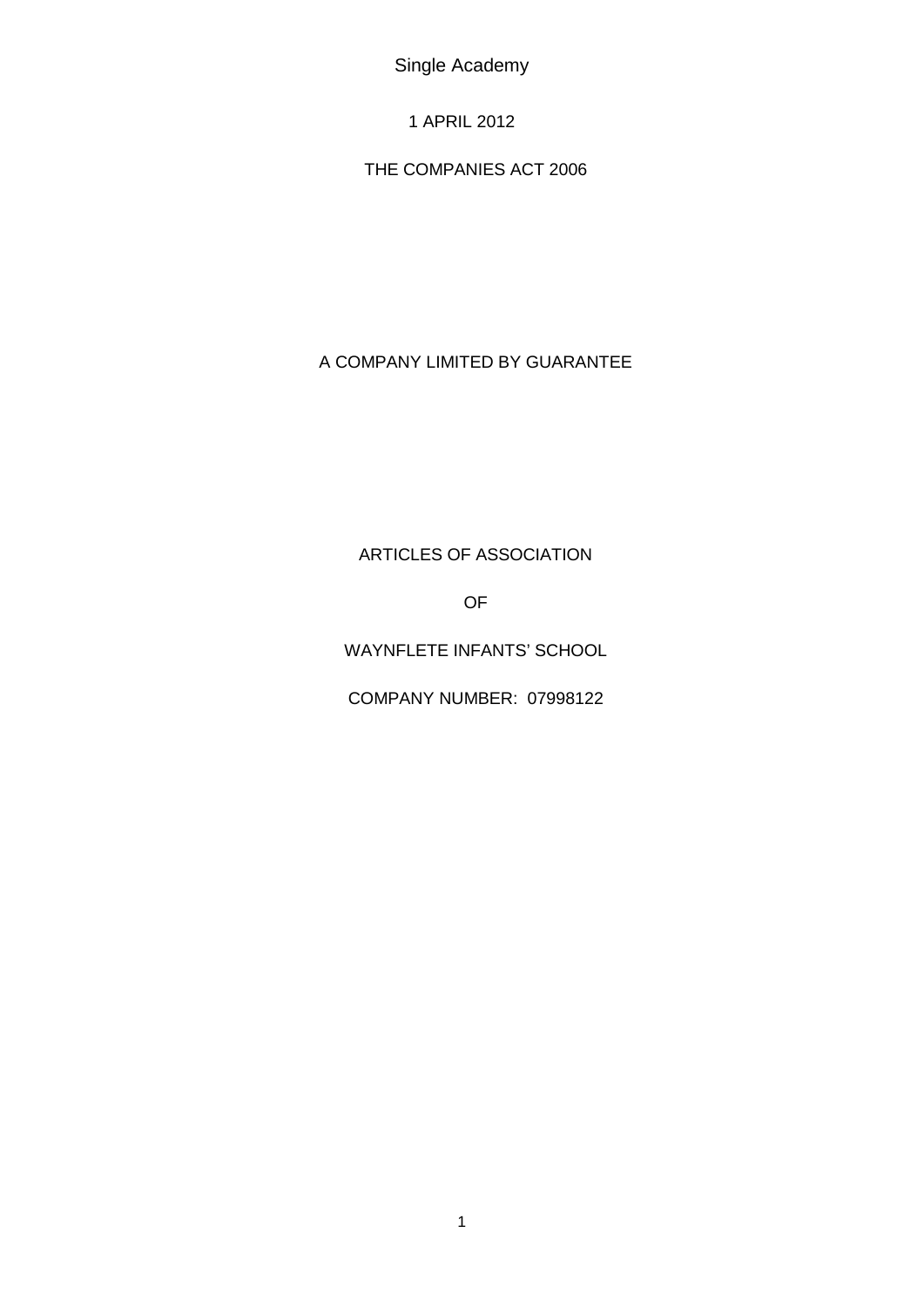Single Academy

1 APRIL 2012

THE COMPANIES ACT 2006

A COMPANY LIMITED BY GUARANTEE

ARTICLES OF ASSOCIATION

OF

WAYNFLETE INFANTS' SCHOOL

COMPANY NUMBER: 07998122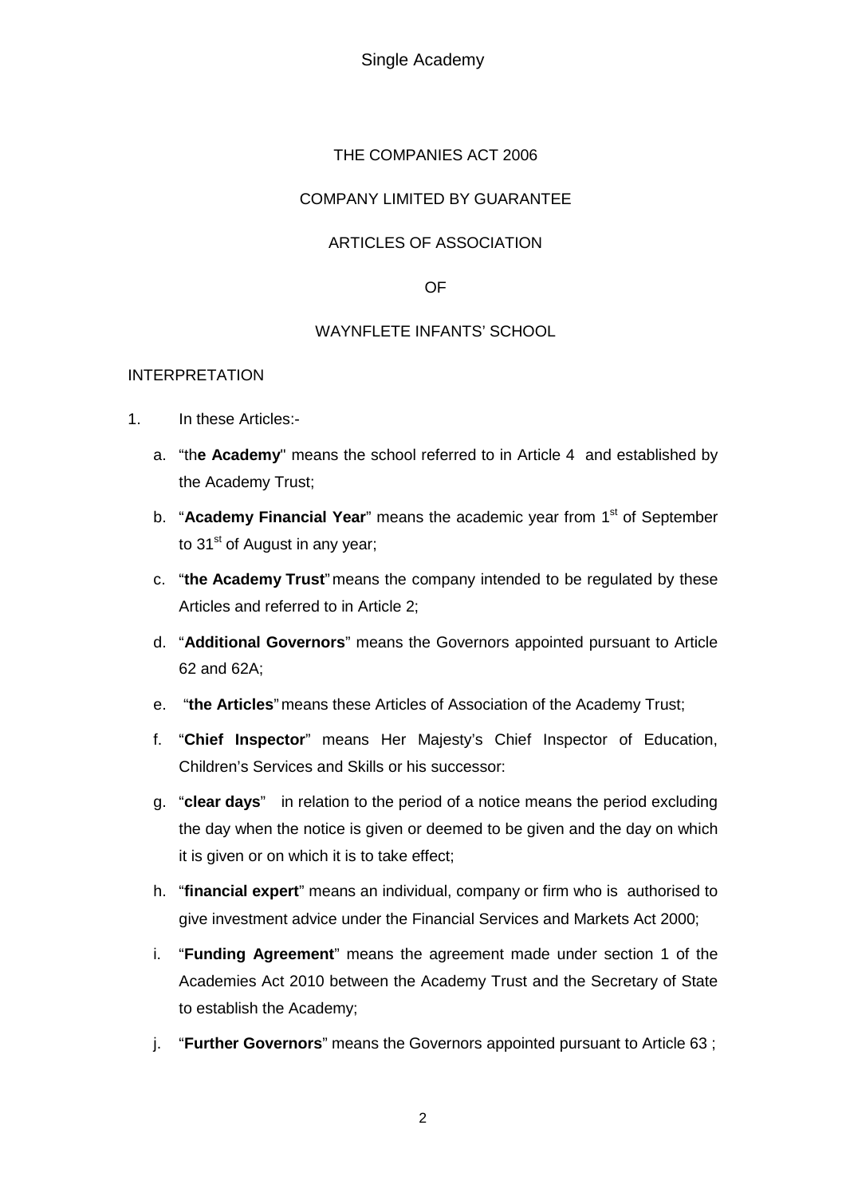THE COMPANIES ACT 2006

COMPANY LIMITED BY GUARANTEE

ARTICLES OF ASSOCIATION

OF

WAYNFLETE INFANTS' SCHOOL

INTERPRETATION

1. In these Articles:-

   a. "**the Academy**" means the school referred to in Article 4 and established by the Academy Trust;

   b. "**Academy Financial Year**" means the academic year from 1st of September to 31st of August in any year;

   c. "**the Academy Trust**" means the company intended to be regulated by these Articles and referred to in Article 2;

   d. "**Additional Governors**" means the Governors appointed pursuant to Article 62 and 62A;

   e. "**the Articles**" means these Articles of Association of the Academy Trust;

   f. "**Chief Inspector**" means Her Majesty's Chief Inspector of Education, Children's Services and Skills or his successor:

   g. "**clear days**" in relation to the period of a notice means the period excluding the day when the notice is given or deemed to be given and the day on which it is given or on which it is to take effect;

   h. "**financial expert**" means an individual, company or firm who is authorised to give investment advice under the Financial Services and Markets Act 2000;

   i. "**Funding Agreement**" means the agreement made under section 1 of the Academies Act 2010 between the Academy Trust and the Secretary of State to establish the Academy;

   j. "**Further Governors**" means the Governors appointed pursuant to Article 63 ;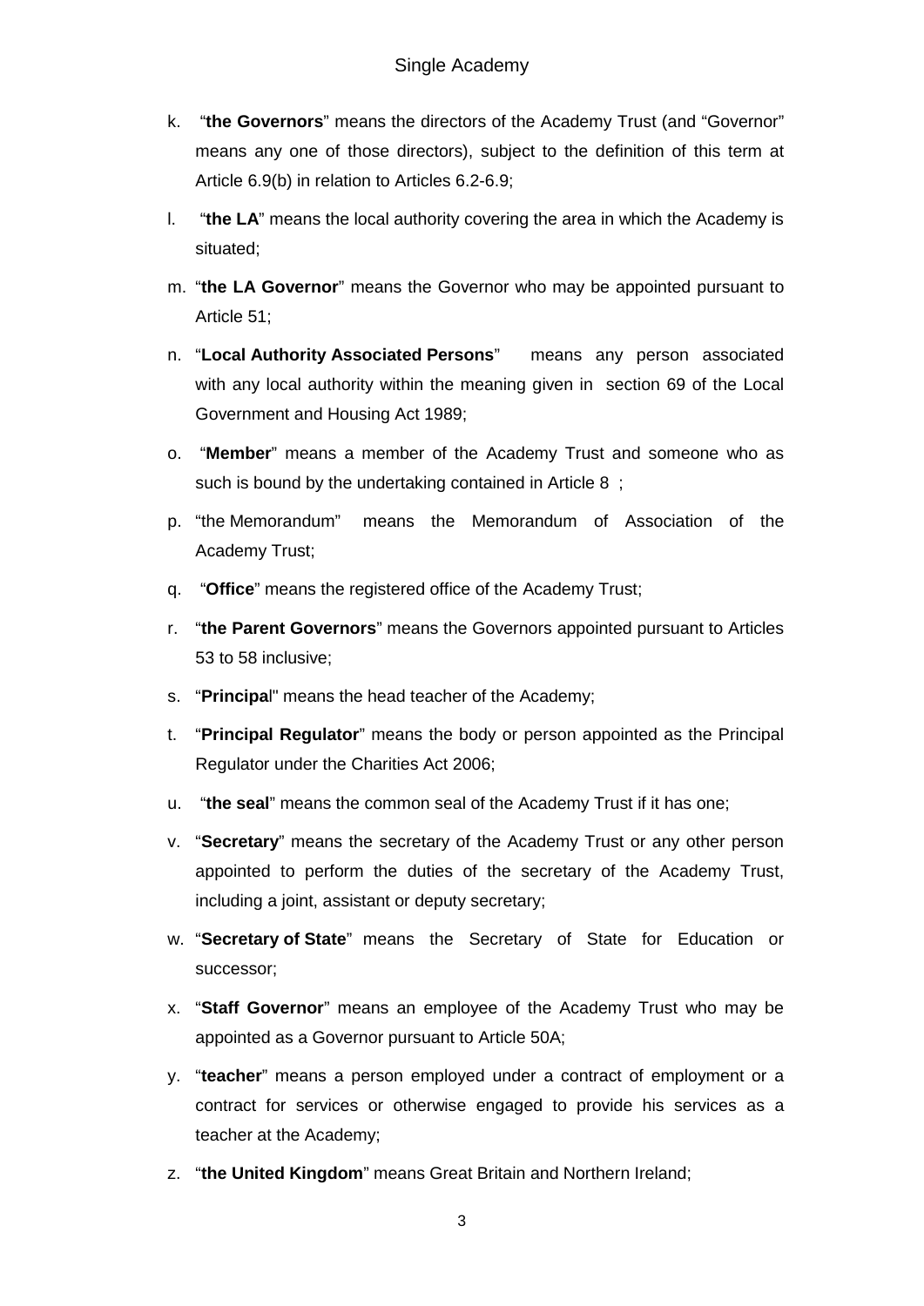k. "**the Governors**" means the directors of the Academy Trust (and "Governor" means any one of those directors), subject to the definition of this term at Article 6.9(b) in relation to Articles 6.2-6.9;

l. "**the LA**" means the local authority covering the area in which the Academy is situated;

m. "**the LA Governor**" means the Governor who may be appointed pursuant to Article 51;

n. "**Local Authority Associated Persons**" means any person associated with any local authority within the meaning given in section 69 of the Local Government and Housing Act 1989;

o. "**Member**" means a member of the Academy Trust and someone who as such is bound by the undertaking contained in Article 8 ;

p. "the Memorandum" means the Memorandum of Association of the Academy Trust;

q. "**Office**" means the registered office of the Academy Trust;

r. "**the Parent Governors**" means the Governors appointed pursuant to Articles 53 to 58 inclusive;

s. "**Principa**l" means the head teacher of the Academy;

t. "**Principal Regulator**" means the body or person appointed as the Principal Regulator under the Charities Act 2006;

u. "**the seal**" means the common seal of the Academy Trust if it has one;

v. "**Secretary**" means the secretary of the Academy Trust or any other person appointed to perform the duties of the secretary of the Academy Trust, including a joint, assistant or deputy secretary;

w. "**Secretary of State**" means the Secretary of State for Education or successor;

x. "**Staff Governor**" means an employee of the Academy Trust who may be appointed as a Governor pursuant to Article 50A;

y. "**teacher**" means a person employed under a contract of employment or a contract for services or otherwise engaged to provide his services as a teacher at the Academy;

z. "**the United Kingdom**" means Great Britain and Northern Ireland;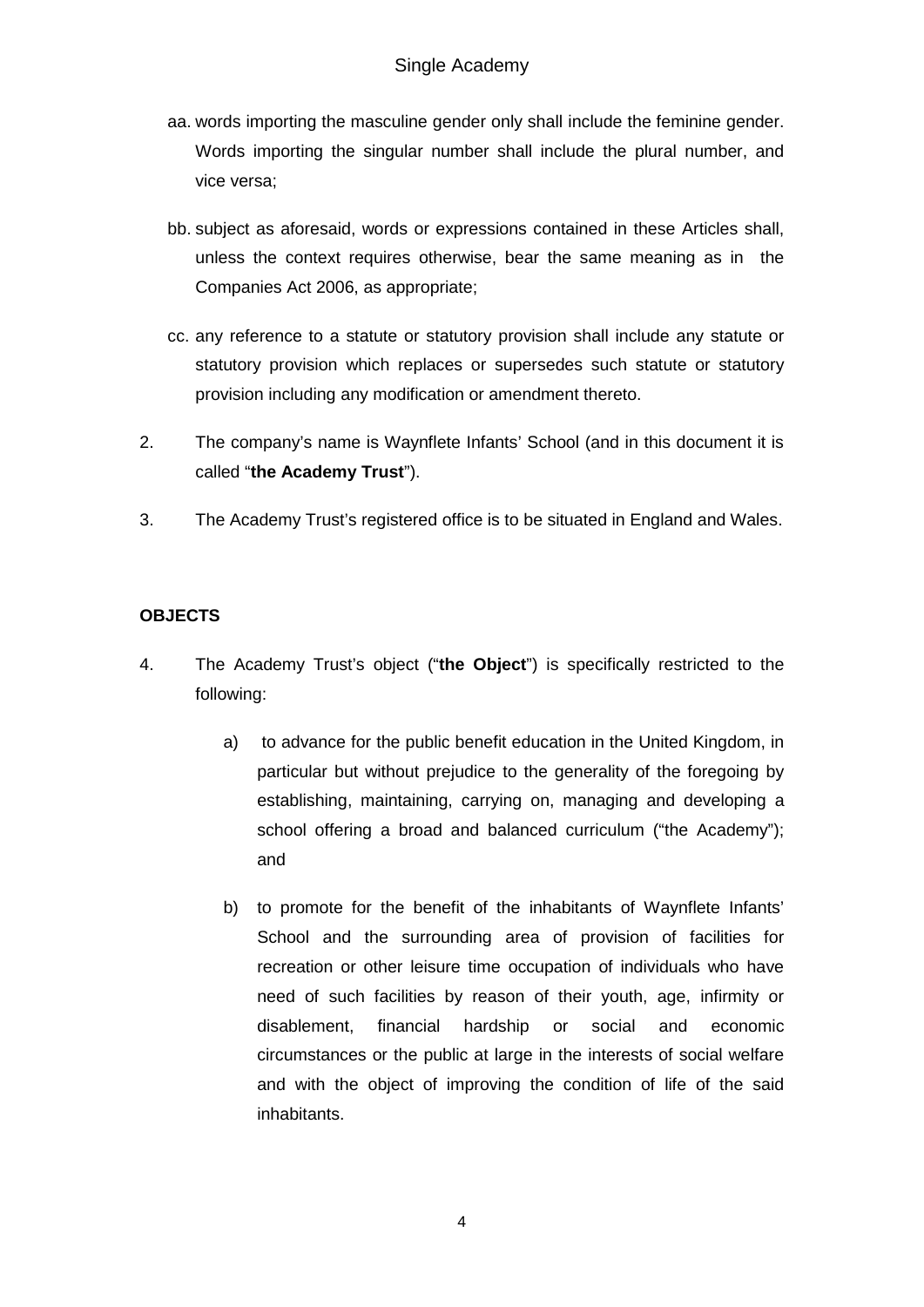aa. words importing the masculine gender only shall include the feminine gender. Words importing the singular number shall include the plural number, and vice versa;

bb. subject as aforesaid, words or expressions contained in these Articles shall, unless the context requires otherwise, bear the same meaning as in the Companies Act 2006, as appropriate;

cc. any reference to a statute or statutory provision shall include any statute or statutory provision which replaces or supersedes such statute or statutory provision including any modification or amendment thereto.

2. The company's name is Waynflete Infants' School (and in this document it is called "**the Academy Trust**").

3. The Academy Trust's registered office is to be situated in England and Wales.

**OBJECTS**

4. The Academy Trust's object ("**the Object**") is specifically restricted to the following:

   a) to advance for the public benefit education in the United Kingdom, in particular but without prejudice to the generality of the foregoing by establishing, maintaining, carrying on, managing and developing a school offering a broad and balanced curriculum ("the Academy"); and

   b) to promote for the benefit of the inhabitants of Waynflete Infants' School and the surrounding area of provision of facilities for recreation or other leisure time occupation of individuals who have need of such facilities by reason of their youth, age, infirmity or disablement, financial hardship or social and economic circumstances or the public at large in the interests of social welfare and with the object of improving the condition of life of the said inhabitants.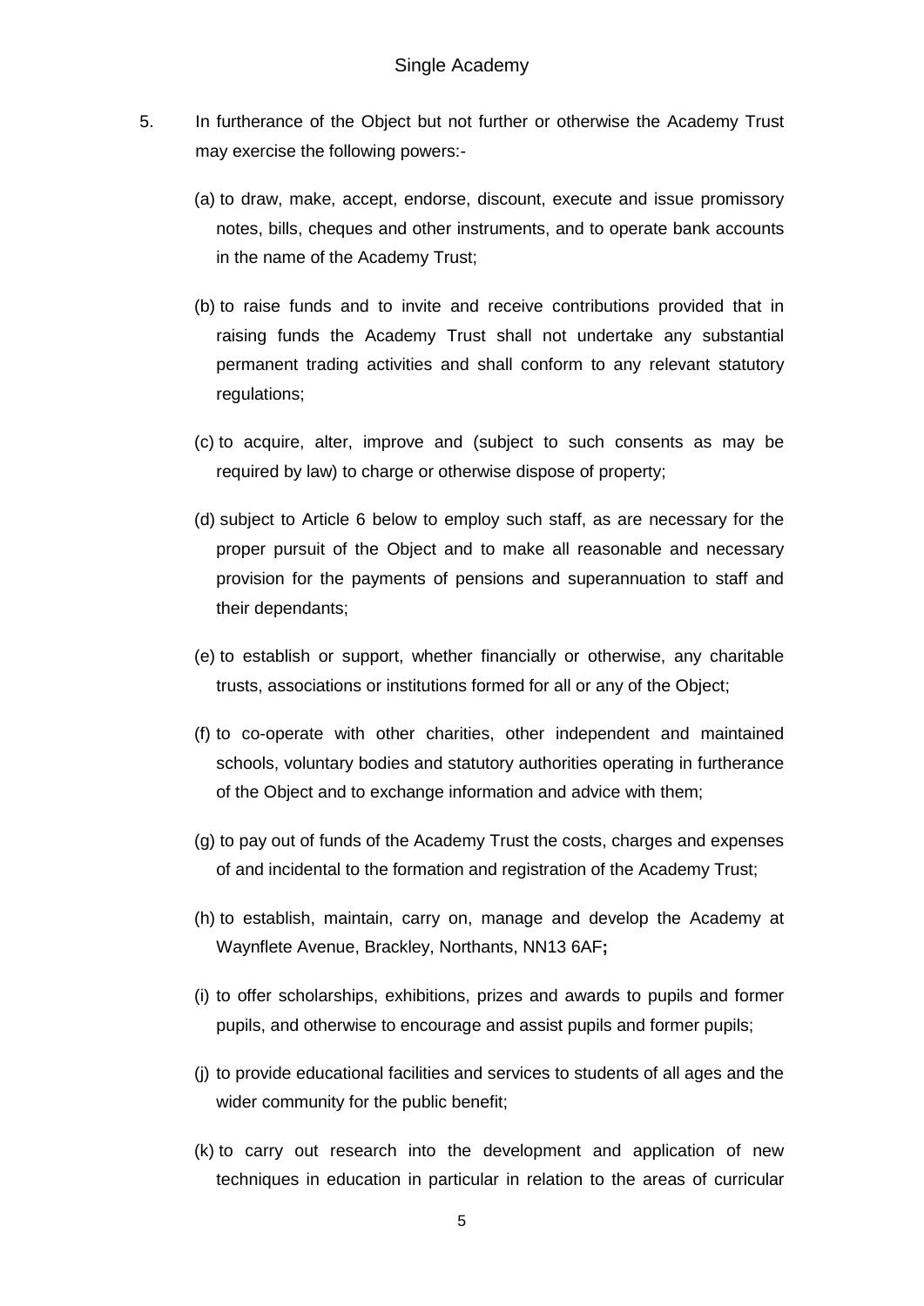5. In furtherance of the Object but not further or otherwise the Academy Trust may exercise the following powers:-

   (a) to draw, make, accept, endorse, discount, execute and issue promissory notes, bills, cheques and other instruments, and to operate bank accounts in the name of the Academy Trust;

   (b) to raise funds and to invite and receive contributions provided that in raising funds the Academy Trust shall not undertake any substantial permanent trading activities and shall conform to any relevant statutory regulations;

   (c) to acquire, alter, improve and (subject to such consents as may be required by law) to charge or otherwise dispose of property;

   (d) subject to Article 6 below to employ such staff, as are necessary for the proper pursuit of the Object and to make all reasonable and necessary provision for the payments of pensions and superannuation to staff and their dependants;

   (e) to establish or support, whether financially or otherwise, any charitable trusts, associations or institutions formed for all or any of the Object;

   (f) to co-operate with other charities, other independent and maintained schools, voluntary bodies and statutory authorities operating in furtherance of the Object and to exchange information and advice with them;

   (g) to pay out of funds of the Academy Trust the costs, charges and expenses of and incidental to the formation and registration of the Academy Trust;

   (h) to establish, maintain, carry on, manage and develop the Academy at Waynflete Avenue, Brackley, Northants, NN13 6AF**;**

   (i) to offer scholarships, exhibitions, prizes and awards to pupils and former pupils, and otherwise to encourage and assist pupils and former pupils;

   (j) to provide educational facilities and services to students of all ages and the wider community for the public benefit;

   (k) to carry out research into the development and application of new techniques in education in particular in relation to the areas of curricular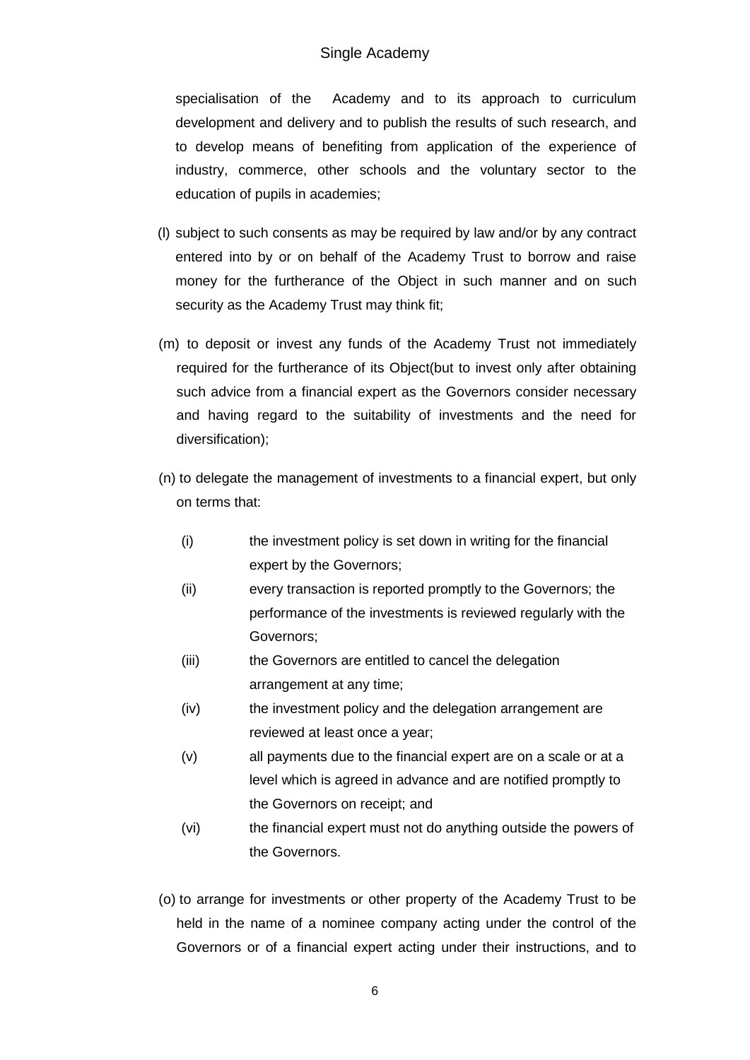specialisation of the Academy and to its approach to curriculum development and delivery and to publish the results of such research, and to develop means of benefiting from application of the experience of industry, commerce, other schools and the voluntary sector to the education of pupils in academies;

(l) subject to such consents as may be required by law and/or by any contract entered into by or on behalf of the Academy Trust to borrow and raise money for the furtherance of the Object in such manner and on such security as the Academy Trust may think fit;

(m) to deposit or invest any funds of the Academy Trust not immediately required for the furtherance of its Object(but to invest only after obtaining such advice from a financial expert as the Governors consider necessary and having regard to the suitability of investments and the need for diversification);

(n) to delegate the management of investments to a financial expert, but only on terms that:

- (i) the investment policy is set down in writing for the financial expert by the Governors;
- (ii) every transaction is reported promptly to the Governors; the performance of the investments is reviewed regularly with the Governors;
- (iii) the Governors are entitled to cancel the delegation arrangement at any time;
- (iv) the investment policy and the delegation arrangement are reviewed at least once a year;
- (v) all payments due to the financial expert are on a scale or at a level which is agreed in advance and are notified promptly to the Governors on receipt; and
- (vi) the financial expert must not do anything outside the powers of the Governors.

(o) to arrange for investments or other property of the Academy Trust to be held in the name of a nominee company acting under the control of the Governors or of a financial expert acting under their instructions, and to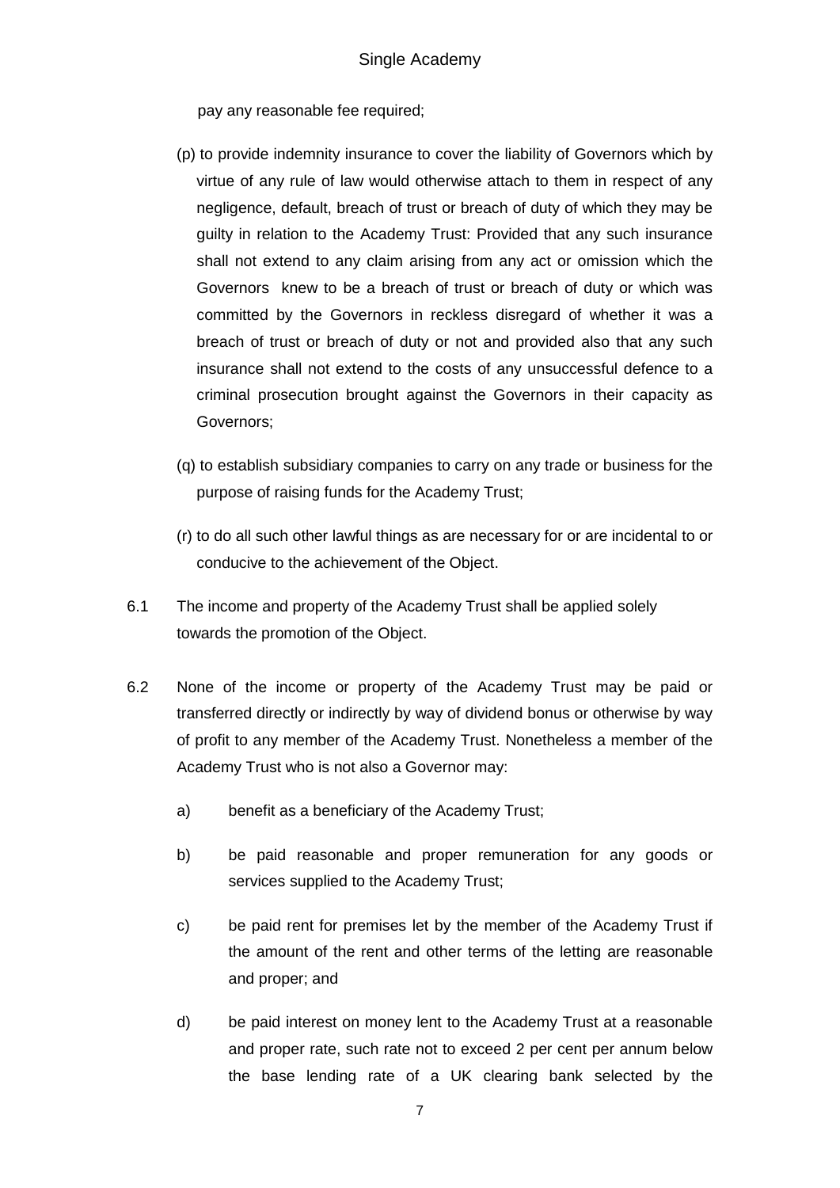pay any reasonable fee required;

(p) to provide indemnity insurance to cover the liability of Governors which by virtue of any rule of law would otherwise attach to them in respect of any negligence, default, breach of trust or breach of duty of which they may be guilty in relation to the Academy Trust: Provided that any such insurance shall not extend to any claim arising from any act or omission which the Governors knew to be a breach of trust or breach of duty or which was committed by the Governors in reckless disregard of whether it was a breach of trust or breach of duty or not and provided also that any such insurance shall not extend to the costs of any unsuccessful defence to a criminal prosecution brought against the Governors in their capacity as Governors;

(q) to establish subsidiary companies to carry on any trade or business for the purpose of raising funds for the Academy Trust;

(r) to do all such other lawful things as are necessary for or are incidental to or conducive to the achievement of the Object.

6.1 The income and property of the Academy Trust shall be applied solely towards the promotion of the Object.

6.2 None of the income or property of the Academy Trust may be paid or transferred directly or indirectly by way of dividend bonus or otherwise by way of profit to any member of the Academy Trust. Nonetheless a member of the Academy Trust who is not also a Governor may:

a) benefit as a beneficiary of the Academy Trust;

b) be paid reasonable and proper remuneration for any goods or services supplied to the Academy Trust;

c) be paid rent for premises let by the member of the Academy Trust if the amount of the rent and other terms of the letting are reasonable and proper; and

d) be paid interest on money lent to the Academy Trust at a reasonable and proper rate, such rate not to exceed 2 per cent per annum below the base lending rate of a UK clearing bank selected by the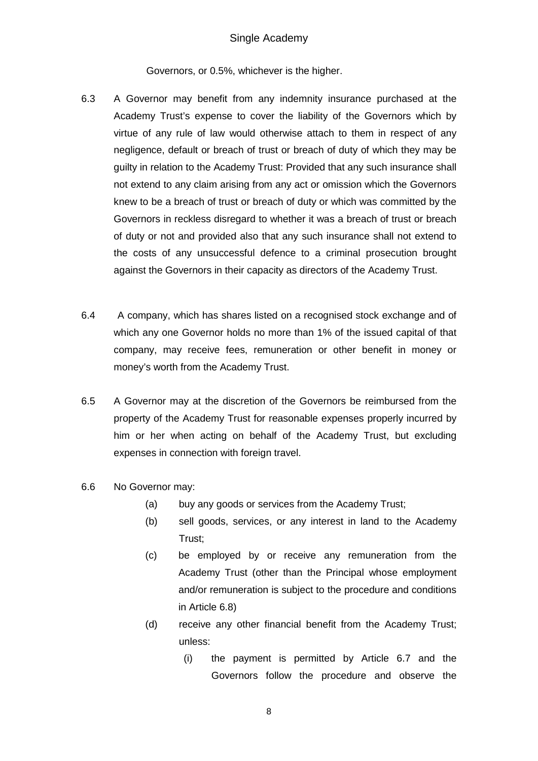Governors, or 0.5%, whichever is the higher.

6.3 A Governor may benefit from any indemnity insurance purchased at the Academy Trust's expense to cover the liability of the Governors which by virtue of any rule of law would otherwise attach to them in respect of any negligence, default or breach of trust or breach of duty of which they may be guilty in relation to the Academy Trust: Provided that any such insurance shall not extend to any claim arising from any act or omission which the Governors knew to be a breach of trust or breach of duty or which was committed by the Governors in reckless disregard to whether it was a breach of trust or breach of duty or not and provided also that any such insurance shall not extend to the costs of any unsuccessful defence to a criminal prosecution brought against the Governors in their capacity as directors of the Academy Trust.

6.4 A company, which has shares listed on a recognised stock exchange and of which any one Governor holds no more than 1% of the issued capital of that company, may receive fees, remuneration or other benefit in money or money's worth from the Academy Trust.

6.5 A Governor may at the discretion of the Governors be reimbursed from the property of the Academy Trust for reasonable expenses properly incurred by him or her when acting on behalf of the Academy Trust, but excluding expenses in connection with foreign travel.

6.6 No Governor may:

- (a) buy any goods or services from the Academy Trust;
- (b) sell goods, services, or any interest in land to the Academy Trust;
- (c) be employed by or receive any remuneration from the Academy Trust (other than the Principal whose employment and/or remuneration is subject to the procedure and conditions in Article 6.8)
- (d) receive any other financial benefit from the Academy Trust; unless:
  - (i) the payment is permitted by Article 6.7 and the Governors follow the procedure and observe the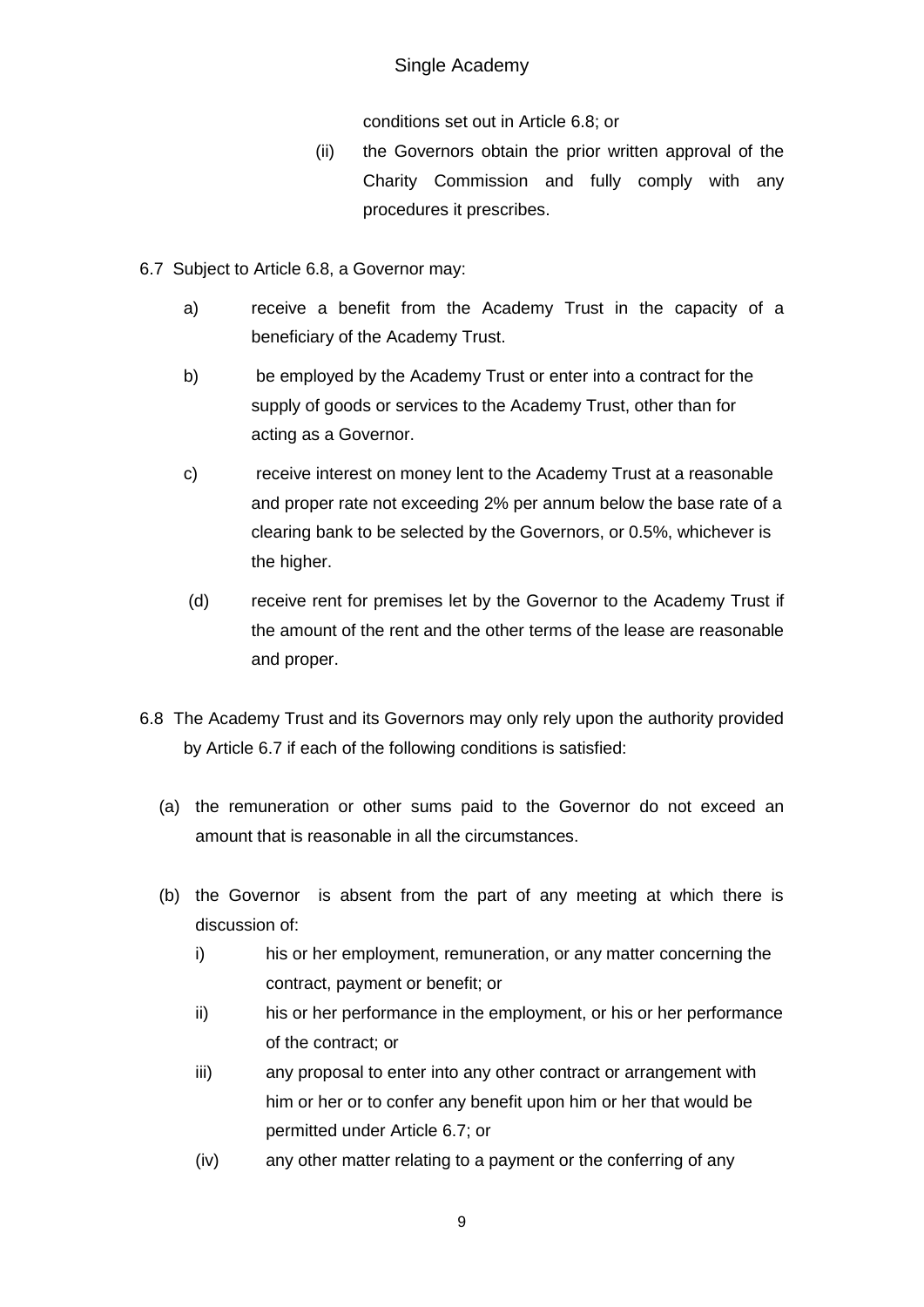conditions set out in Article 6.8; or

(ii) the Governors obtain the prior written approval of the Charity Commission and fully comply with any procedures it prescribes.

6.7 Subject to Article 6.8, a Governor may:

a) receive a benefit from the Academy Trust in the capacity of a beneficiary of the Academy Trust.

b) be employed by the Academy Trust or enter into a contract for the supply of goods or services to the Academy Trust, other than for acting as a Governor.

c) receive interest on money lent to the Academy Trust at a reasonable and proper rate not exceeding 2% per annum below the base rate of a clearing bank to be selected by the Governors, or 0.5%, whichever is the higher.

(d) receive rent for premises let by the Governor to the Academy Trust if the amount of the rent and the other terms of the lease are reasonable and proper.

6.8 The Academy Trust and its Governors may only rely upon the authority provided by Article 6.7 if each of the following conditions is satisfied:

(a) the remuneration or other sums paid to the Governor do not exceed an amount that is reasonable in all the circumstances.

(b) the Governor is absent from the part of any meeting at which there is discussion of:

i) his or her employment, remuneration, or any matter concerning the contract, payment or benefit; or

ii) his or her performance in the employment, or his or her performance of the contract; or

iii) any proposal to enter into any other contract or arrangement with him or her or to confer any benefit upon him or her that would be permitted under Article 6.7; or

(iv) any other matter relating to a payment or the conferring of any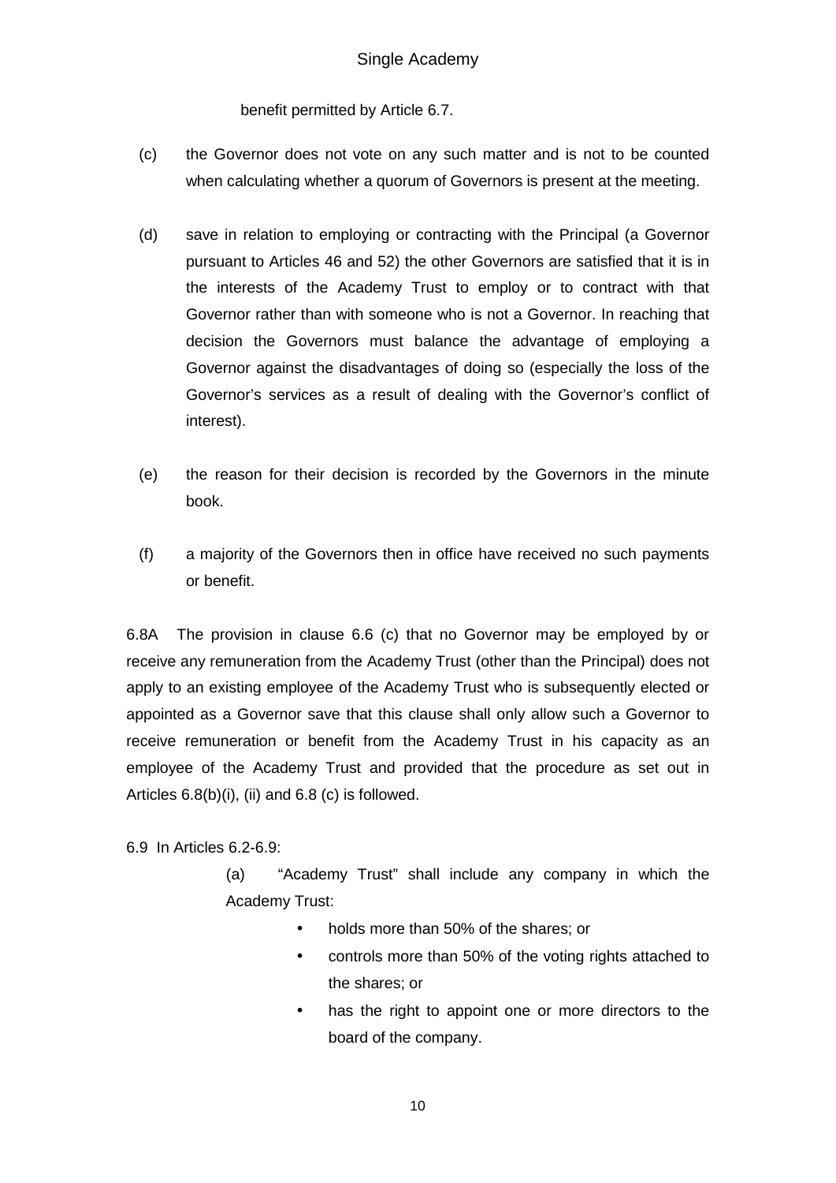benefit permitted by Article 6.7.

(c) the Governor does not vote on any such matter and is not to be counted when calculating whether a quorum of Governors is present at the meeting.

(d) save in relation to employing or contracting with the Principal (a Governor pursuant to Articles 46 and 52) the other Governors are satisfied that it is in the interests of the Academy Trust to employ or to contract with that Governor rather than with someone who is not a Governor. In reaching that decision the Governors must balance the advantage of employing a Governor against the disadvantages of doing so (especially the loss of the Governor's services as a result of dealing with the Governor's conflict of interest).

(e) the reason for their decision is recorded by the Governors in the minute book.

(f) a majority of the Governors then in office have received no such payments or benefit.

6.8A The provision in clause 6.6 (c) that no Governor may be employed by or receive any remuneration from the Academy Trust (other than the Principal) does not apply to an existing employee of the Academy Trust who is subsequently elected or appointed as a Governor save that this clause shall only allow such a Governor to receive remuneration or benefit from the Academy Trust in his capacity as an employee of the Academy Trust and provided that the procedure as set out in Articles 6.8(b)(i), (ii) and 6.8 (c) is followed.

6.9 In Articles 6.2-6.9:

(a) "Academy Trust" shall include any company in which the Academy Trust:

- holds more than 50% of the shares; or
- controls more than 50% of the voting rights attached to the shares; or
- has the right to appoint one or more directors to the board of the company.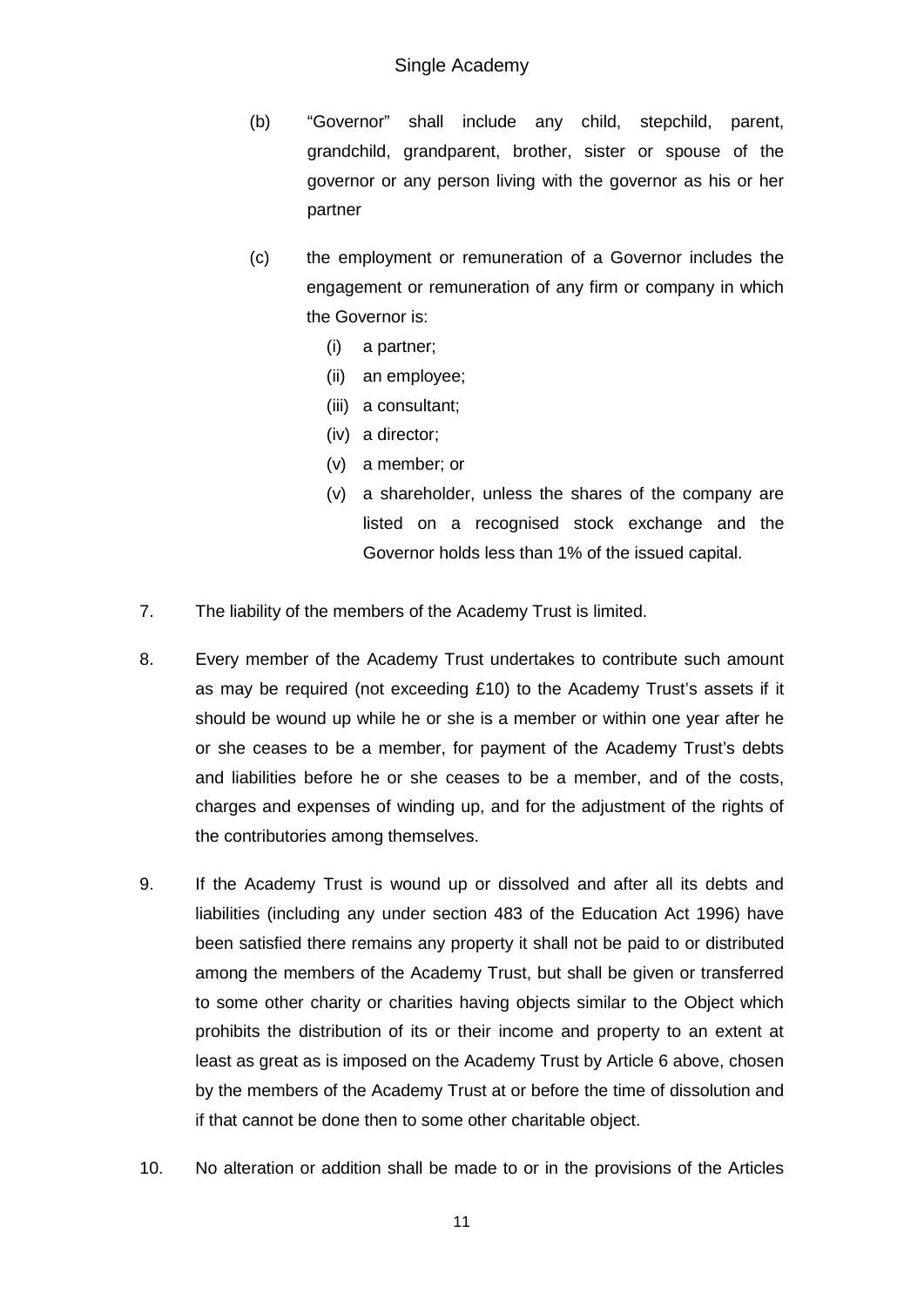(b) "Governor" shall include any child, stepchild, parent, grandchild, grandparent, brother, sister or spouse of the governor or any person living with the governor as his or her partner

(c) the employment or remuneration of a Governor includes the engagement or remuneration of any firm or company in which the Governor is:

   (i) a partner;
   (ii) an employee;
   (iii) a consultant;
   (iv) a director;
   (v) a member; or
   (v) a shareholder, unless the shares of the company are listed on a recognised stock exchange and the Governor holds less than 1% of the issued capital.

7. The liability of the members of the Academy Trust is limited.

8. Every member of the Academy Trust undertakes to contribute such amount as may be required (not exceeding £10) to the Academy Trust's assets if it should be wound up while he or she is a member or within one year after he or she ceases to be a member, for payment of the Academy Trust's debts and liabilities before he or she ceases to be a member, and of the costs, charges and expenses of winding up, and for the adjustment of the rights of the contributories among themselves.

9. If the Academy Trust is wound up or dissolved and after all its debts and liabilities (including any under section 483 of the Education Act 1996) have been satisfied there remains any property it shall not be paid to or distributed among the members of the Academy Trust, but shall be given or transferred to some other charity or charities having objects similar to the Object which prohibits the distribution of its or their income and property to an extent at least as great as is imposed on the Academy Trust by Article 6 above, chosen by the members of the Academy Trust at or before the time of dissolution and if that cannot be done then to some other charitable object.

10. No alteration or addition shall be made to or in the provisions of the Articles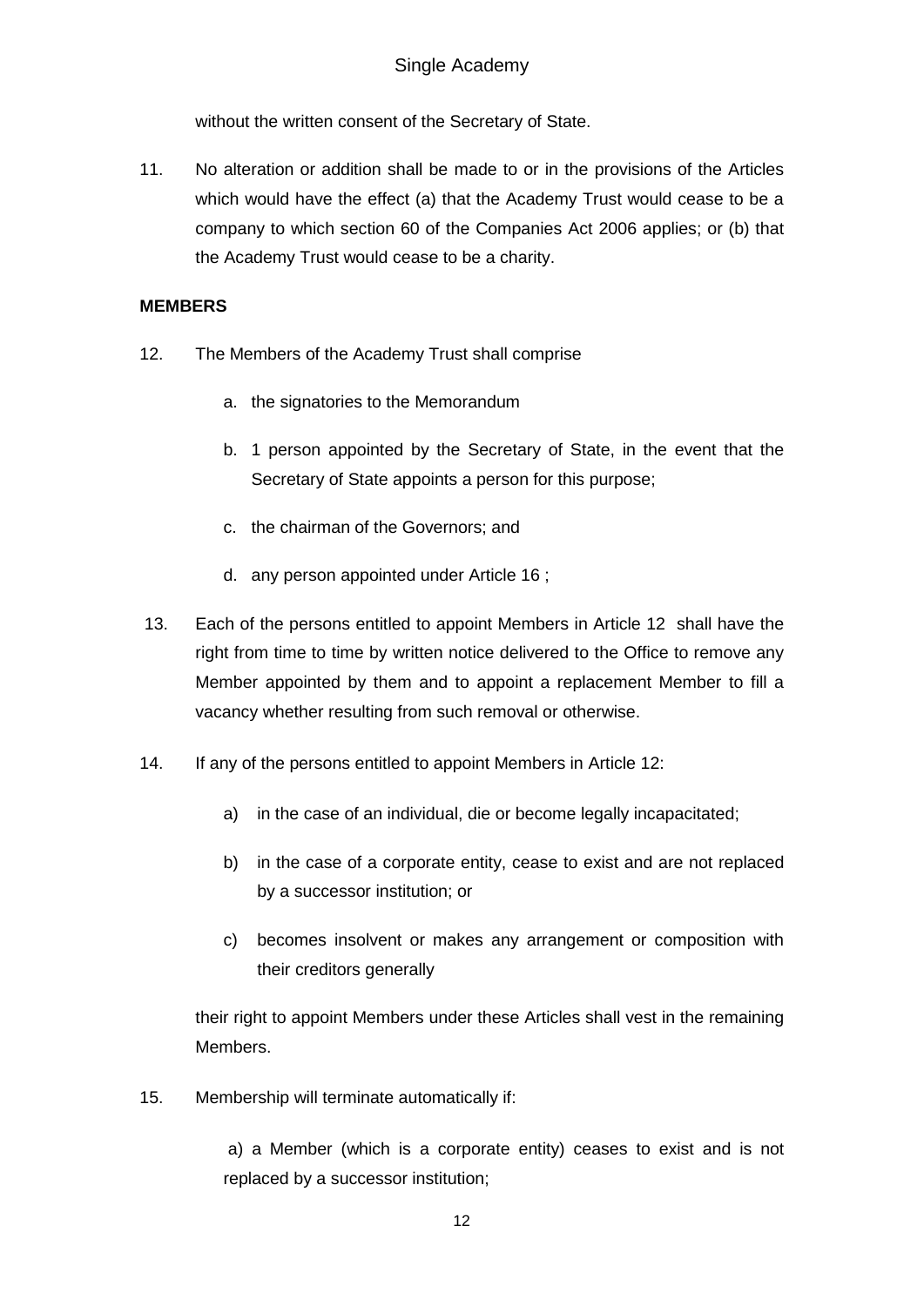without the written consent of the Secretary of State.

11. No alteration or addition shall be made to or in the provisions of the Articles which would have the effect (a) that the Academy Trust would cease to be a company to which section 60 of the Companies Act 2006 applies; or (b) that the Academy Trust would cease to be a charity.

**MEMBERS**

12. The Members of the Academy Trust shall comprise

    a. the signatories to the Memorandum

    b. 1 person appointed by the Secretary of State, in the event that the Secretary of State appoints a person for this purpose;

    c. the chairman of the Governors; and

    d. any person appointed under Article 16 ;

13. Each of the persons entitled to appoint Members in Article 12 shall have the right from time to time by written notice delivered to the Office to remove any Member appointed by them and to appoint a replacement Member to fill a vacancy whether resulting from such removal or otherwise.

14. If any of the persons entitled to appoint Members in Article 12:

    a) in the case of an individual, die or become legally incapacitated;

    b) in the case of a corporate entity, cease to exist and are not replaced by a successor institution; or

    c) becomes insolvent or makes any arrangement or composition with their creditors generally

    their right to appoint Members under these Articles shall vest in the remaining Members.

15. Membership will terminate automatically if:

    a) a Member (which is a corporate entity) ceases to exist and is not replaced by a successor institution;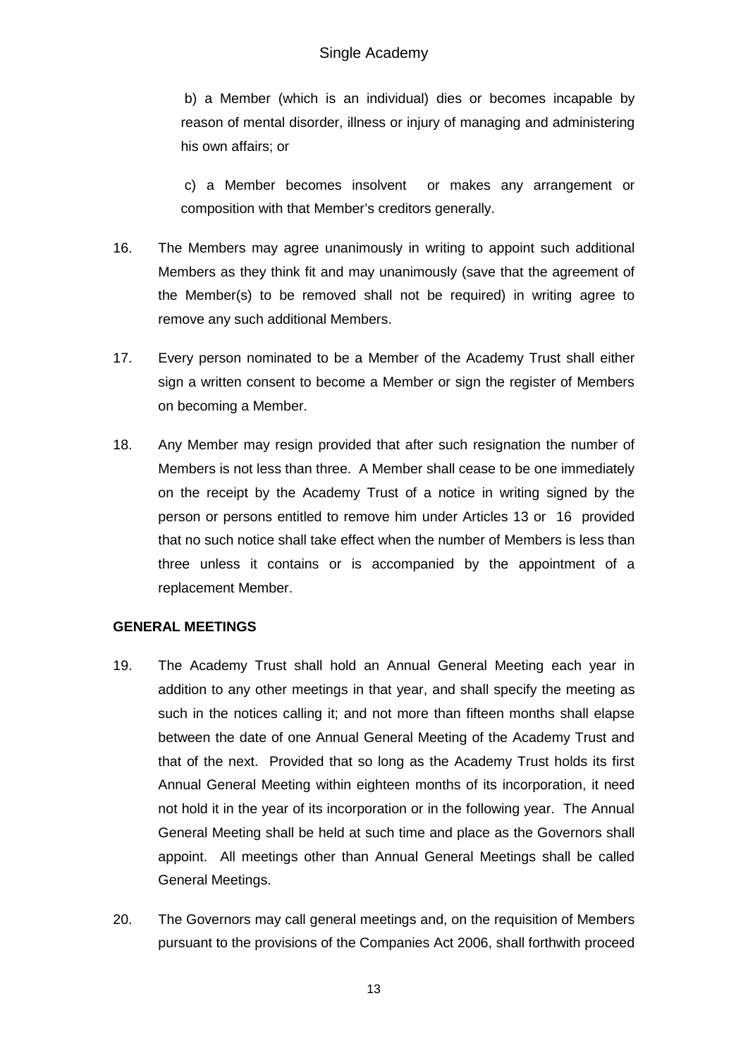b) a Member (which is an individual) dies or becomes incapable by reason of mental disorder, illness or injury of managing and administering his own affairs; or

c) a Member becomes insolvent or makes any arrangement or composition with that Member's creditors generally.

16. The Members may agree unanimously in writing to appoint such additional Members as they think fit and may unanimously (save that the agreement of the Member(s) to be removed shall not be required) in writing agree to remove any such additional Members.

17. Every person nominated to be a Member of the Academy Trust shall either sign a written consent to become a Member or sign the register of Members on becoming a Member.

18. Any Member may resign provided that after such resignation the number of Members is not less than three. A Member shall cease to be one immediately on the receipt by the Academy Trust of a notice in writing signed by the person or persons entitled to remove him under Articles 13 or 16 provided that no such notice shall take effect when the number of Members is less than three unless it contains or is accompanied by the appointment of a replacement Member.

**GENERAL MEETINGS**

19. The Academy Trust shall hold an Annual General Meeting each year in addition to any other meetings in that year, and shall specify the meeting as such in the notices calling it; and not more than fifteen months shall elapse between the date of one Annual General Meeting of the Academy Trust and that of the next. Provided that so long as the Academy Trust holds its first Annual General Meeting within eighteen months of its incorporation, it need not hold it in the year of its incorporation or in the following year. The Annual General Meeting shall be held at such time and place as the Governors shall appoint. All meetings other than Annual General Meetings shall be called General Meetings.

20. The Governors may call general meetings and, on the requisition of Members pursuant to the provisions of the Companies Act 2006, shall forthwith proceed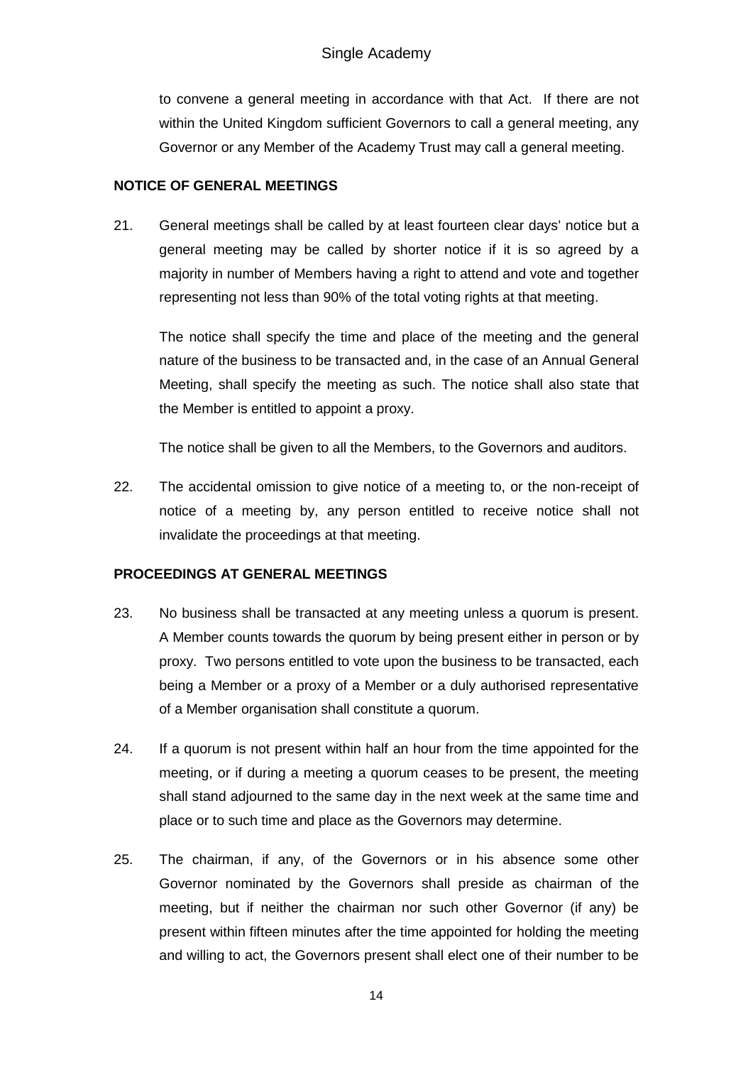to convene a general meeting in accordance with that Act. If there are not within the United Kingdom sufficient Governors to call a general meeting, any Governor or any Member of the Academy Trust may call a general meeting.

**NOTICE OF GENERAL MEETINGS**

21. General meetings shall be called by at least fourteen clear days' notice but a general meeting may be called by shorter notice if it is so agreed by a majority in number of Members having a right to attend and vote and together representing not less than 90% of the total voting rights at that meeting.

    The notice shall specify the time and place of the meeting and the general nature of the business to be transacted and, in the case of an Annual General Meeting, shall specify the meeting as such. The notice shall also state that the Member is entitled to appoint a proxy.

    The notice shall be given to all the Members, to the Governors and auditors.

22. The accidental omission to give notice of a meeting to, or the non-receipt of notice of a meeting by, any person entitled to receive notice shall not invalidate the proceedings at that meeting.

**PROCEEDINGS AT GENERAL MEETINGS**

23. No business shall be transacted at any meeting unless a quorum is present. A Member counts towards the quorum by being present either in person or by proxy. Two persons entitled to vote upon the business to be transacted, each being a Member or a proxy of a Member or a duly authorised representative of a Member organisation shall constitute a quorum.

24. If a quorum is not present within half an hour from the time appointed for the meeting, or if during a meeting a quorum ceases to be present, the meeting shall stand adjourned to the same day in the next week at the same time and place or to such time and place as the Governors may determine.

25. The chairman, if any, of the Governors or in his absence some other Governor nominated by the Governors shall preside as chairman of the meeting, but if neither the chairman nor such other Governor (if any) be present within fifteen minutes after the time appointed for holding the meeting and willing to act, the Governors present shall elect one of their number to be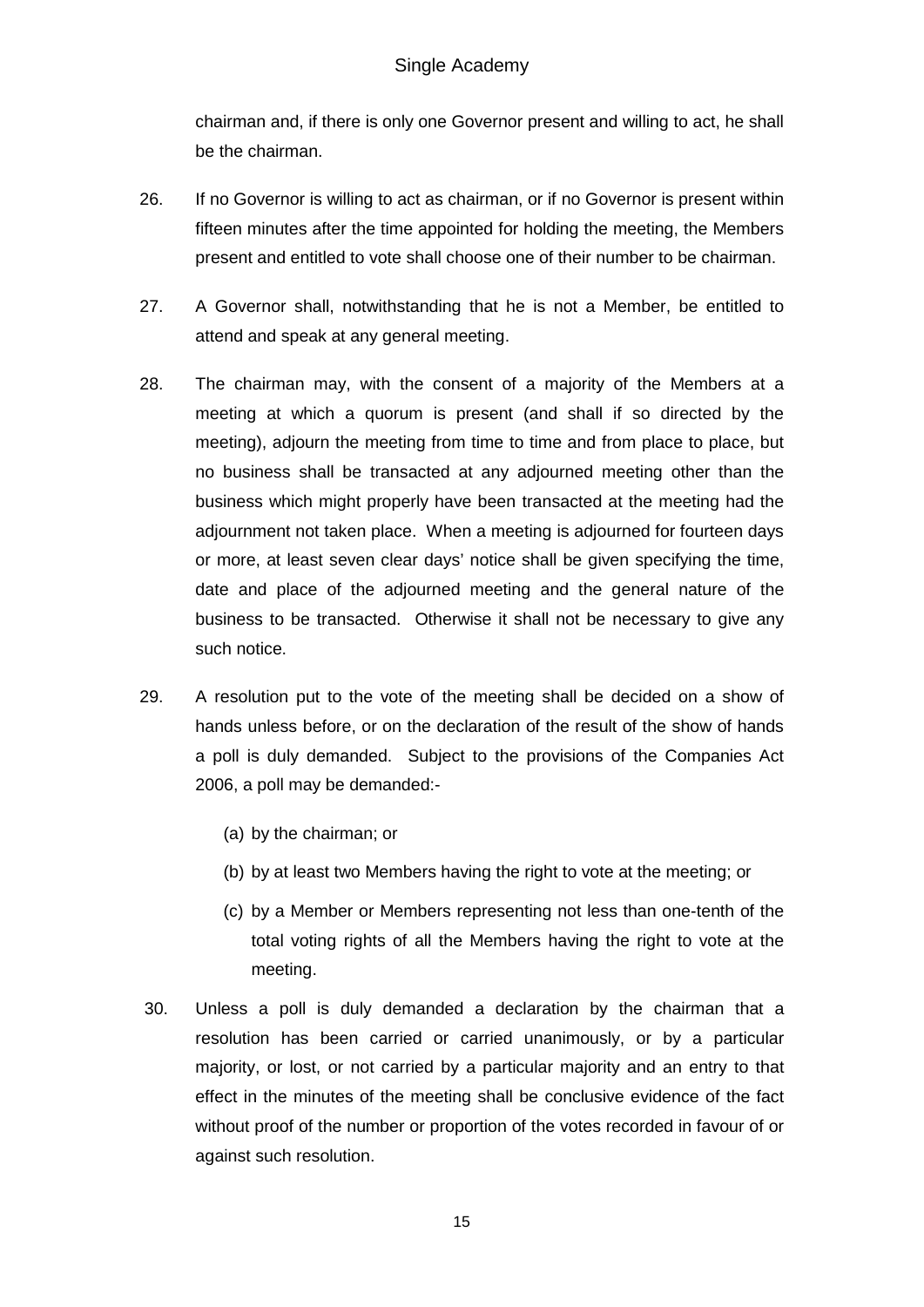chairman and, if there is only one Governor present and willing to act, he shall be the chairman.

26. If no Governor is willing to act as chairman, or if no Governor is present within fifteen minutes after the time appointed for holding the meeting, the Members present and entitled to vote shall choose one of their number to be chairman.

27. A Governor shall, notwithstanding that he is not a Member, be entitled to attend and speak at any general meeting.

28. The chairman may, with the consent of a majority of the Members at a meeting at which a quorum is present (and shall if so directed by the meeting), adjourn the meeting from time to time and from place to place, but no business shall be transacted at any adjourned meeting other than the business which might properly have been transacted at the meeting had the adjournment not taken place. When a meeting is adjourned for fourteen days or more, at least seven clear days' notice shall be given specifying the time, date and place of the adjourned meeting and the general nature of the business to be transacted. Otherwise it shall not be necessary to give any such notice.

29. A resolution put to the vote of the meeting shall be decided on a show of hands unless before, or on the declaration of the result of the show of hands a poll is duly demanded. Subject to the provisions of the Companies Act 2006, a poll may be demanded:-

    (a) by the chairman; or

    (b) by at least two Members having the right to vote at the meeting; or

    (c) by a Member or Members representing not less than one-tenth of the total voting rights of all the Members having the right to vote at the meeting.

30. Unless a poll is duly demanded a declaration by the chairman that a resolution has been carried or carried unanimously, or by a particular majority, or lost, or not carried by a particular majority and an entry to that effect in the minutes of the meeting shall be conclusive evidence of the fact without proof of the number or proportion of the votes recorded in favour of or against such resolution.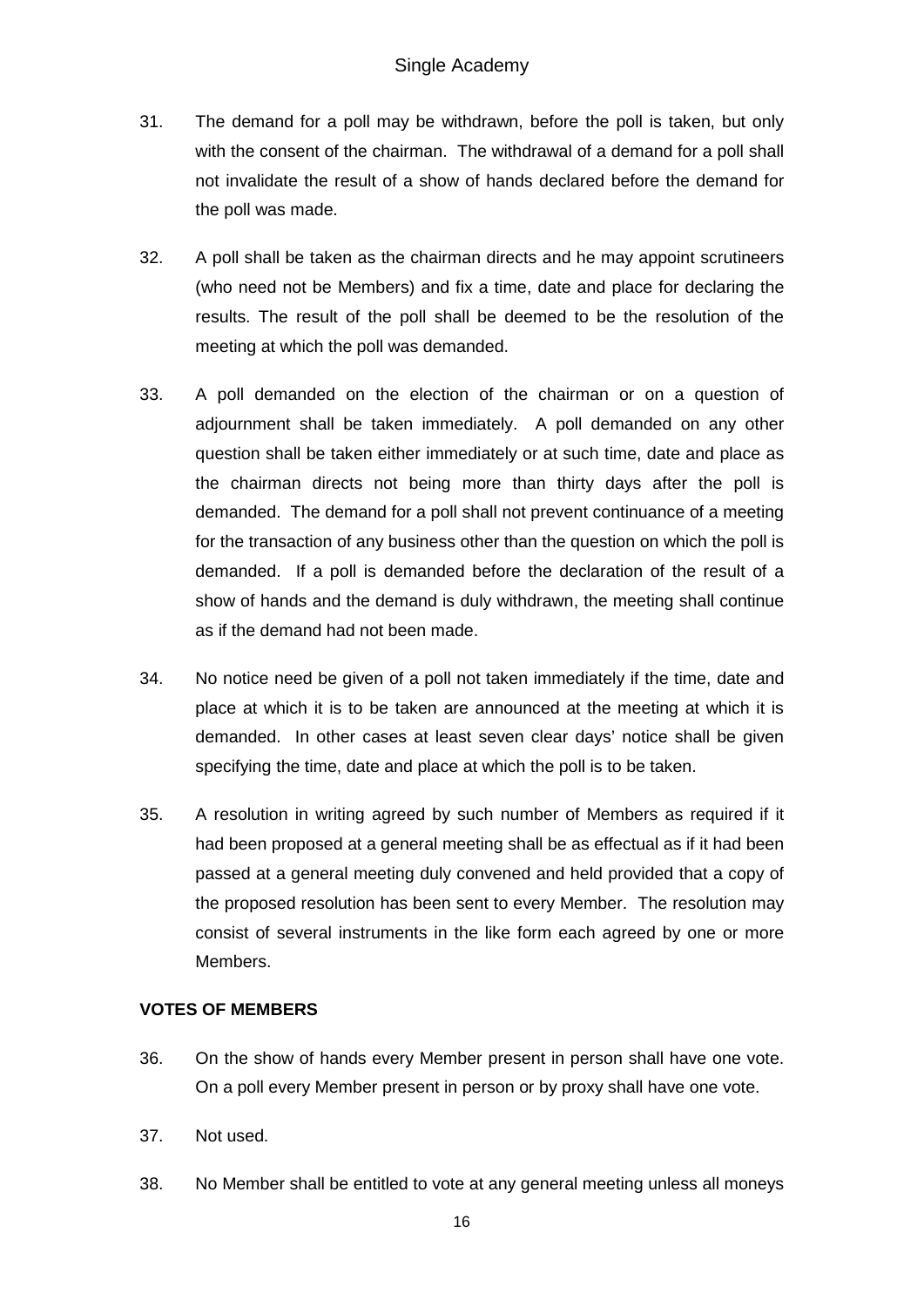31. The demand for a poll may be withdrawn, before the poll is taken, but only with the consent of the chairman. The withdrawal of a demand for a poll shall not invalidate the result of a show of hands declared before the demand for the poll was made.

32. A poll shall be taken as the chairman directs and he may appoint scrutineers (who need not be Members) and fix a time, date and place for declaring the results. The result of the poll shall be deemed to be the resolution of the meeting at which the poll was demanded.

33. A poll demanded on the election of the chairman or on a question of adjournment shall be taken immediately. A poll demanded on any other question shall be taken either immediately or at such time, date and place as the chairman directs not being more than thirty days after the poll is demanded. The demand for a poll shall not prevent continuance of a meeting for the transaction of any business other than the question on which the poll is demanded. If a poll is demanded before the declaration of the result of a show of hands and the demand is duly withdrawn, the meeting shall continue as if the demand had not been made.

34. No notice need be given of a poll not taken immediately if the time, date and place at which it is to be taken are announced at the meeting at which it is demanded. In other cases at least seven clear days' notice shall be given specifying the time, date and place at which the poll is to be taken.

35. A resolution in writing agreed by such number of Members as required if it had been proposed at a general meeting shall be as effectual as if it had been passed at a general meeting duly convened and held provided that a copy of the proposed resolution has been sent to every Member. The resolution may consist of several instruments in the like form each agreed by one or more Members.

**VOTES OF MEMBERS**

36. On the show of hands every Member present in person shall have one vote. On a poll every Member present in person or by proxy shall have one vote.

37. Not used.

38. No Member shall be entitled to vote at any general meeting unless all moneys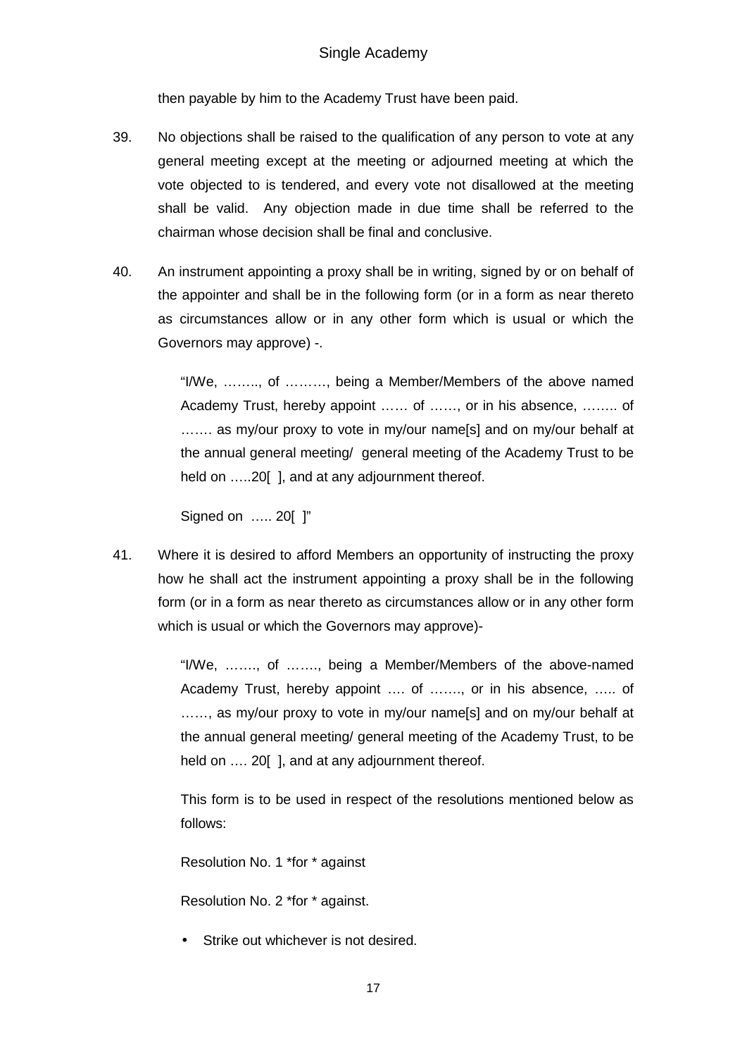then payable by him to the Academy Trust have been paid.

39. No objections shall be raised to the qualification of any person to vote at any general meeting except at the meeting or adjourned meeting at which the vote objected to is tendered, and every vote not disallowed at the meeting shall be valid. Any objection made in due time shall be referred to the chairman whose decision shall be final and conclusive.

40. An instrument appointing a proxy shall be in writing, signed by or on behalf of the appointer and shall be in the following form (or in a form as near thereto as circumstances allow or in any other form which is usual or which the Governors may approve) -.

> "I/We, …….., of ………, being a Member/Members of the above named Academy Trust, hereby appoint …… of ……, or in his absence, …….. of ……. as my/our proxy to vote in my/our name[s] and on my/our behalf at the annual general meeting/ general meeting of the Academy Trust to be held on …..20[ ], and at any adjournment thereof.
>
> Signed on ….. 20[ ]"

41. Where it is desired to afford Members an opportunity of instructing the proxy how he shall act the instrument appointing a proxy shall be in the following form (or in a form as near thereto as circumstances allow or in any other form which is usual or which the Governors may approve)-

> "I/We, ……., of ……., being a Member/Members of the above-named Academy Trust, hereby appoint …. of ……., or in his absence, ….. of ……, as my/our proxy to vote in my/our name[s] and on my/our behalf at the annual general meeting/ general meeting of the Academy Trust, to be held on …. 20[ ], and at any adjournment thereof.
>
> This form is to be used in respect of the resolutions mentioned below as follows:
>
> Resolution No. 1 *for * against
>
> Resolution No. 2 *for * against.
>
> - Strike out whichever is not desired.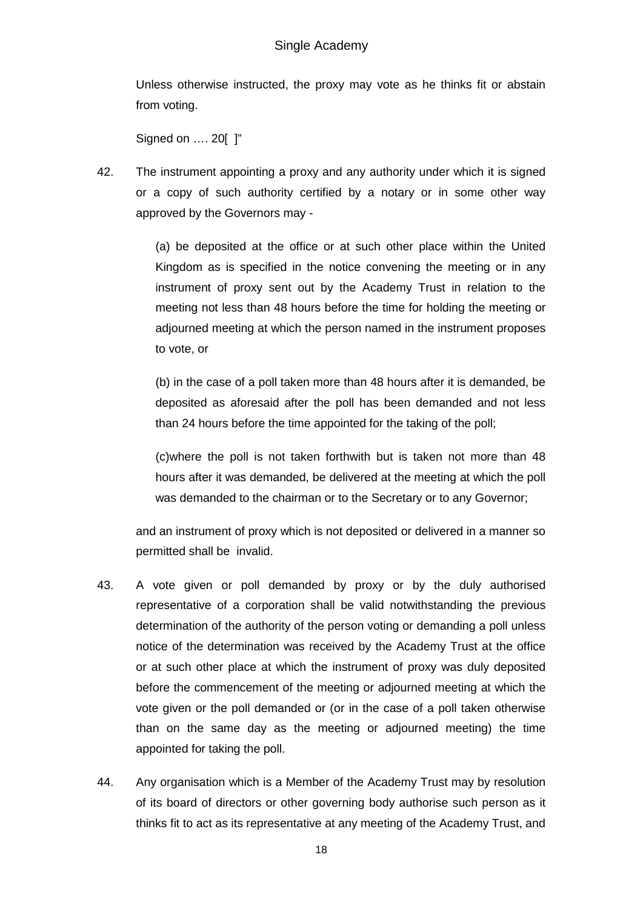Unless otherwise instructed, the proxy may vote as he thinks fit or abstain from voting.

Signed on …. 20[ ]"

42. The instrument appointing a proxy and any authority under which it is signed or a copy of such authority certified by a notary or in some other way approved by the Governors may -

    (a) be deposited at the office or at such other place within the United Kingdom as is specified in the notice convening the meeting or in any instrument of proxy sent out by the Academy Trust in relation to the meeting not less than 48 hours before the time for holding the meeting or adjourned meeting at which the person named in the instrument proposes to vote, or

    (b) in the case of a poll taken more than 48 hours after it is demanded, be deposited as aforesaid after the poll has been demanded and not less than 24 hours before the time appointed for the taking of the poll;

    (c)where the poll is not taken forthwith but is taken not more than 48 hours after it was demanded, be delivered at the meeting at which the poll was demanded to the chairman or to the Secretary or to any Governor;

    and an instrument of proxy which is not deposited or delivered in a manner so permitted shall be invalid.

43. A vote given or poll demanded by proxy or by the duly authorised representative of a corporation shall be valid notwithstanding the previous determination of the authority of the person voting or demanding a poll unless notice of the determination was received by the Academy Trust at the office or at such other place at which the instrument of proxy was duly deposited before the commencement of the meeting or adjourned meeting at which the vote given or the poll demanded or (or in the case of a poll taken otherwise than on the same day as the meeting or adjourned meeting) the time appointed for taking the poll.

44. Any organisation which is a Member of the Academy Trust may by resolution of its board of directors or other governing body authorise such person as it thinks fit to act as its representative at any meeting of the Academy Trust, and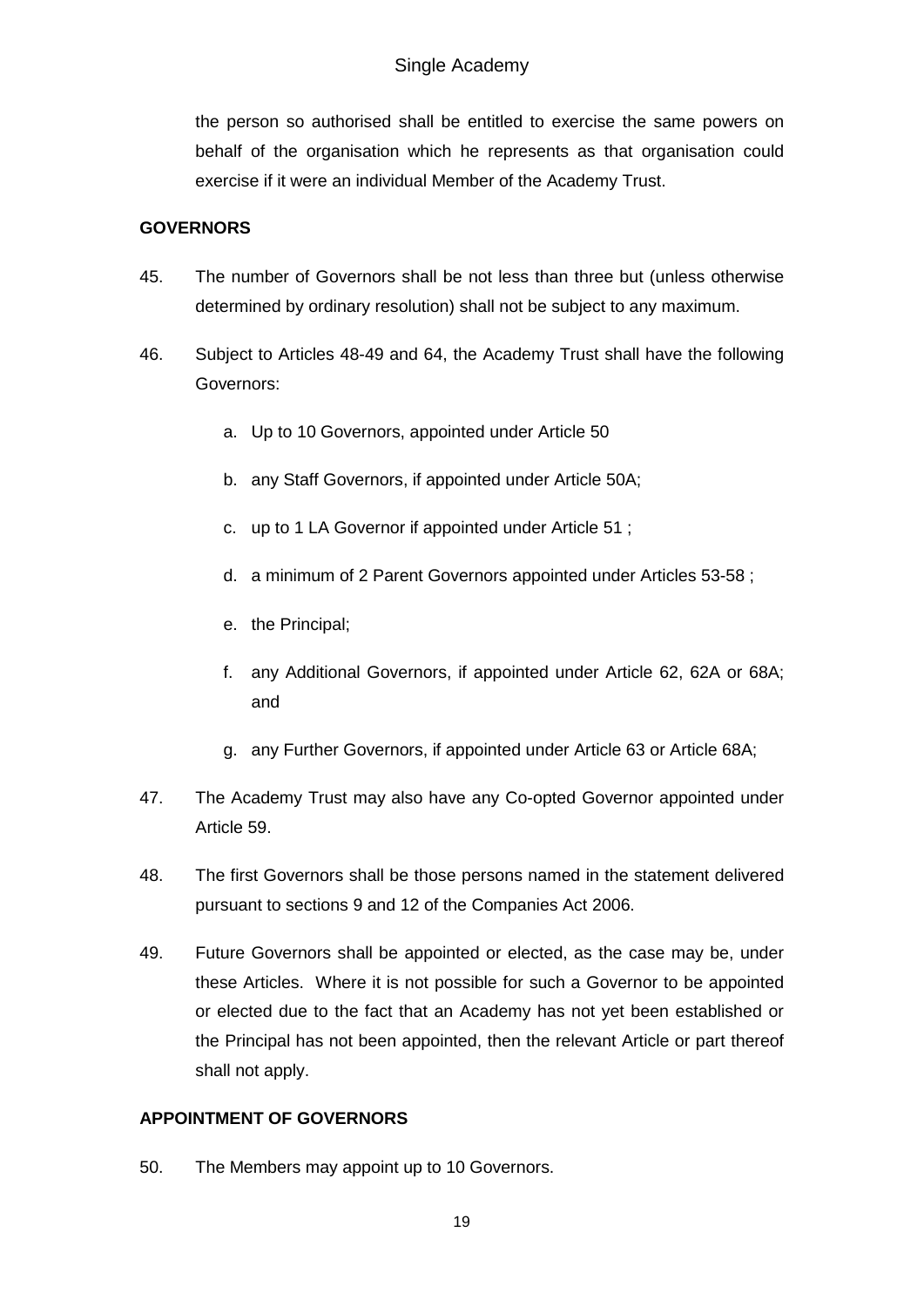the person so authorised shall be entitled to exercise the same powers on behalf of the organisation which he represents as that organisation could exercise if it were an individual Member of the Academy Trust.

**GOVERNORS**

45. The number of Governors shall be not less than three but (unless otherwise determined by ordinary resolution) shall not be subject to any maximum.

46. Subject to Articles 48-49 and 64, the Academy Trust shall have the following Governors:

    a. Up to 10 Governors, appointed under Article 50

    b. any Staff Governors, if appointed under Article 50A;

    c. up to 1 LA Governor if appointed under Article 51 ;

    d. a minimum of 2 Parent Governors appointed under Articles 53-58 ;

    e. the Principal;

    f. any Additional Governors, if appointed under Article 62, 62A or 68A; and

    g. any Further Governors, if appointed under Article 63 or Article 68A;

47. The Academy Trust may also have any Co-opted Governor appointed under Article 59.

48. The first Governors shall be those persons named in the statement delivered pursuant to sections 9 and 12 of the Companies Act 2006.

49. Future Governors shall be appointed or elected, as the case may be, under these Articles. Where it is not possible for such a Governor to be appointed or elected due to the fact that an Academy has not yet been established or the Principal has not been appointed, then the relevant Article or part thereof shall not apply.

**APPOINTMENT OF GOVERNORS**

50. The Members may appoint up to 10 Governors.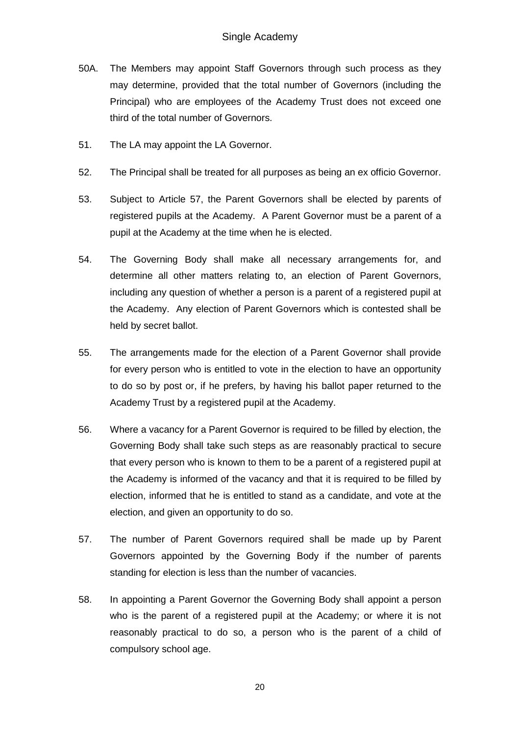50A. The Members may appoint Staff Governors through such process as they may determine, provided that the total number of Governors (including the Principal) who are employees of the Academy Trust does not exceed one third of the total number of Governors.

51. The LA may appoint the LA Governor.

52. The Principal shall be treated for all purposes as being an ex officio Governor.

53. Subject to Article 57, the Parent Governors shall be elected by parents of registered pupils at the Academy. A Parent Governor must be a parent of a pupil at the Academy at the time when he is elected.

54. The Governing Body shall make all necessary arrangements for, and determine all other matters relating to, an election of Parent Governors, including any question of whether a person is a parent of a registered pupil at the Academy. Any election of Parent Governors which is contested shall be held by secret ballot.

55. The arrangements made for the election of a Parent Governor shall provide for every person who is entitled to vote in the election to have an opportunity to do so by post or, if he prefers, by having his ballot paper returned to the Academy Trust by a registered pupil at the Academy.

56. Where a vacancy for a Parent Governor is required to be filled by election, the Governing Body shall take such steps as are reasonably practical to secure that every person who is known to them to be a parent of a registered pupil at the Academy is informed of the vacancy and that it is required to be filled by election, informed that he is entitled to stand as a candidate, and vote at the election, and given an opportunity to do so.

57. The number of Parent Governors required shall be made up by Parent Governors appointed by the Governing Body if the number of parents standing for election is less than the number of vacancies.

58. In appointing a Parent Governor the Governing Body shall appoint a person who is the parent of a registered pupil at the Academy; or where it is not reasonably practical to do so, a person who is the parent of a child of compulsory school age.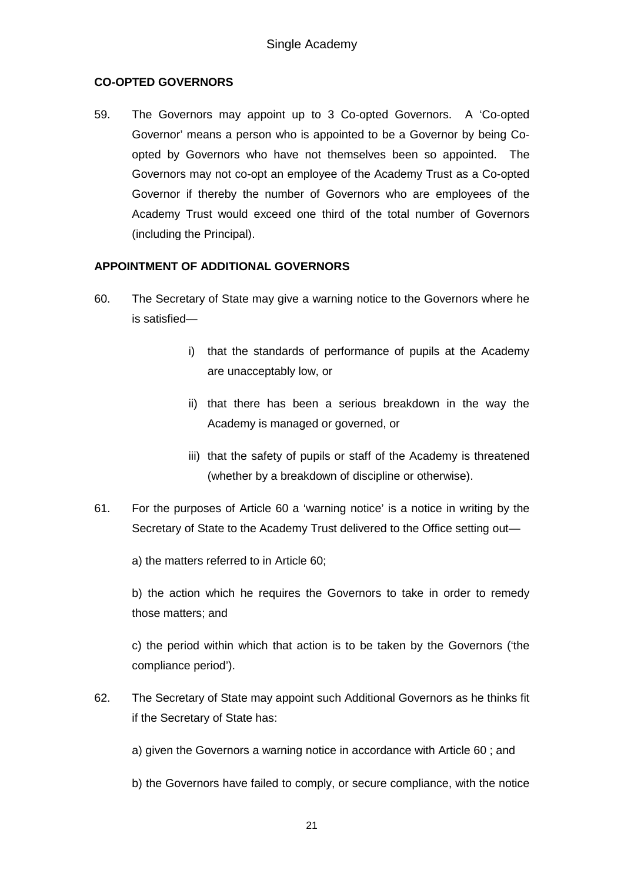**CO-OPTED GOVERNORS**

59. The Governors may appoint up to 3 Co-opted Governors. A 'Co-opted Governor' means a person who is appointed to be a Governor by being Co-opted by Governors who have not themselves been so appointed. The Governors may not co-opt an employee of the Academy Trust as a Co-opted Governor if thereby the number of Governors who are employees of the Academy Trust would exceed one third of the total number of Governors (including the Principal).

**APPOINTMENT OF ADDITIONAL GOVERNORS**

60. The Secretary of State may give a warning notice to the Governors where he is satisfied—

   i) that the standards of performance of pupils at the Academy are unacceptably low, or

   ii) that there has been a serious breakdown in the way the Academy is managed or governed, or

   iii) that the safety of pupils or staff of the Academy is threatened (whether by a breakdown of discipline or otherwise).

61. For the purposes of Article 60 a 'warning notice' is a notice in writing by the Secretary of State to the Academy Trust delivered to the Office setting out—

   a) the matters referred to in Article 60;

   b) the action which he requires the Governors to take in order to remedy those matters; and

   c) the period within which that action is to be taken by the Governors ('the compliance period').

62. The Secretary of State may appoint such Additional Governors as he thinks fit if the Secretary of State has:

   a) given the Governors a warning notice in accordance with Article 60 ; and

   b) the Governors have failed to comply, or secure compliance, with the notice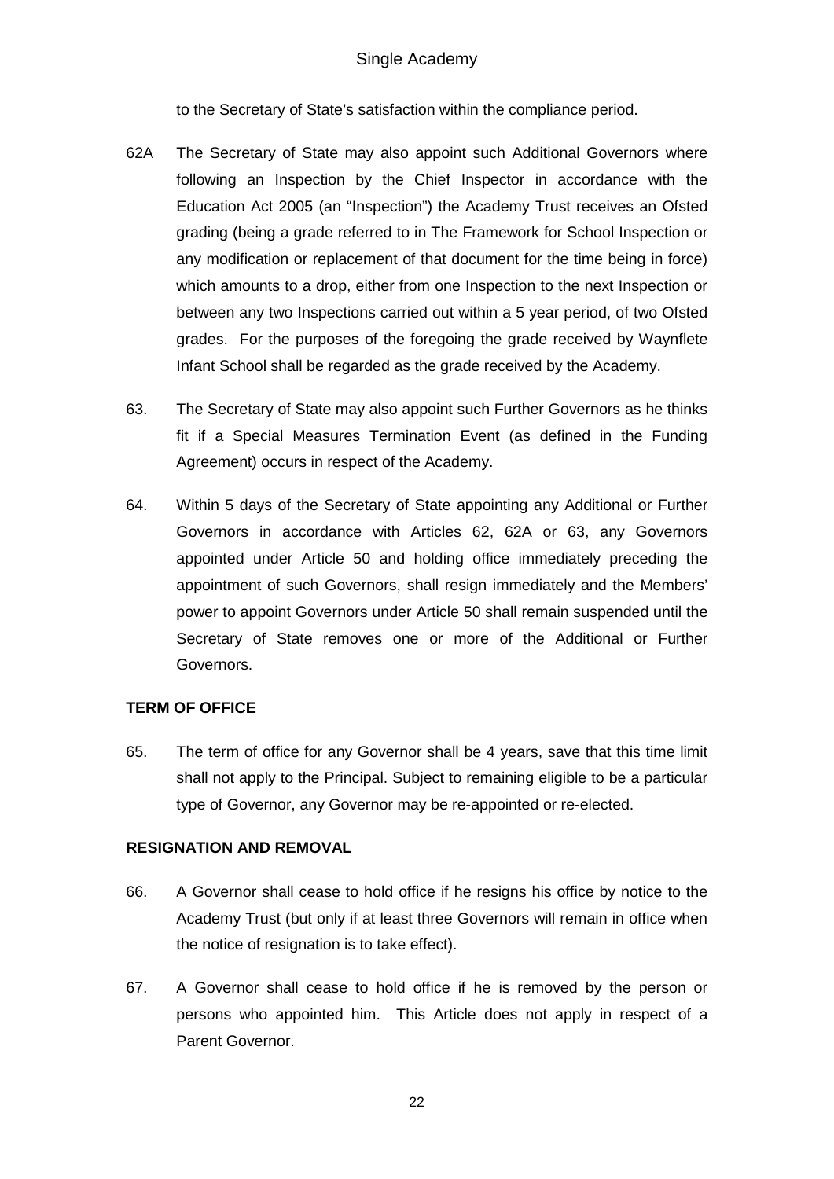to the Secretary of State's satisfaction within the compliance period.

62A The Secretary of State may also appoint such Additional Governors where following an Inspection by the Chief Inspector in accordance with the Education Act 2005 (an "Inspection") the Academy Trust receives an Ofsted grading (being a grade referred to in The Framework for School Inspection or any modification or replacement of that document for the time being in force) which amounts to a drop, either from one Inspection to the next Inspection or between any two Inspections carried out within a 5 year period, of two Ofsted grades. For the purposes of the foregoing the grade received by Waynflete Infant School shall be regarded as the grade received by the Academy.

63. The Secretary of State may also appoint such Further Governors as he thinks fit if a Special Measures Termination Event (as defined in the Funding Agreement) occurs in respect of the Academy.

64. Within 5 days of the Secretary of State appointing any Additional or Further Governors in accordance with Articles 62, 62A or 63, any Governors appointed under Article 50 and holding office immediately preceding the appointment of such Governors, shall resign immediately and the Members' power to appoint Governors under Article 50 shall remain suspended until the Secretary of State removes one or more of the Additional or Further Governors.

**TERM OF OFFICE**

65. The term of office for any Governor shall be 4 years, save that this time limit shall not apply to the Principal. Subject to remaining eligible to be a particular type of Governor, any Governor may be re-appointed or re-elected.

**RESIGNATION AND REMOVAL**

66. A Governor shall cease to hold office if he resigns his office by notice to the Academy Trust (but only if at least three Governors will remain in office when the notice of resignation is to take effect).

67. A Governor shall cease to hold office if he is removed by the person or persons who appointed him. This Article does not apply in respect of a Parent Governor.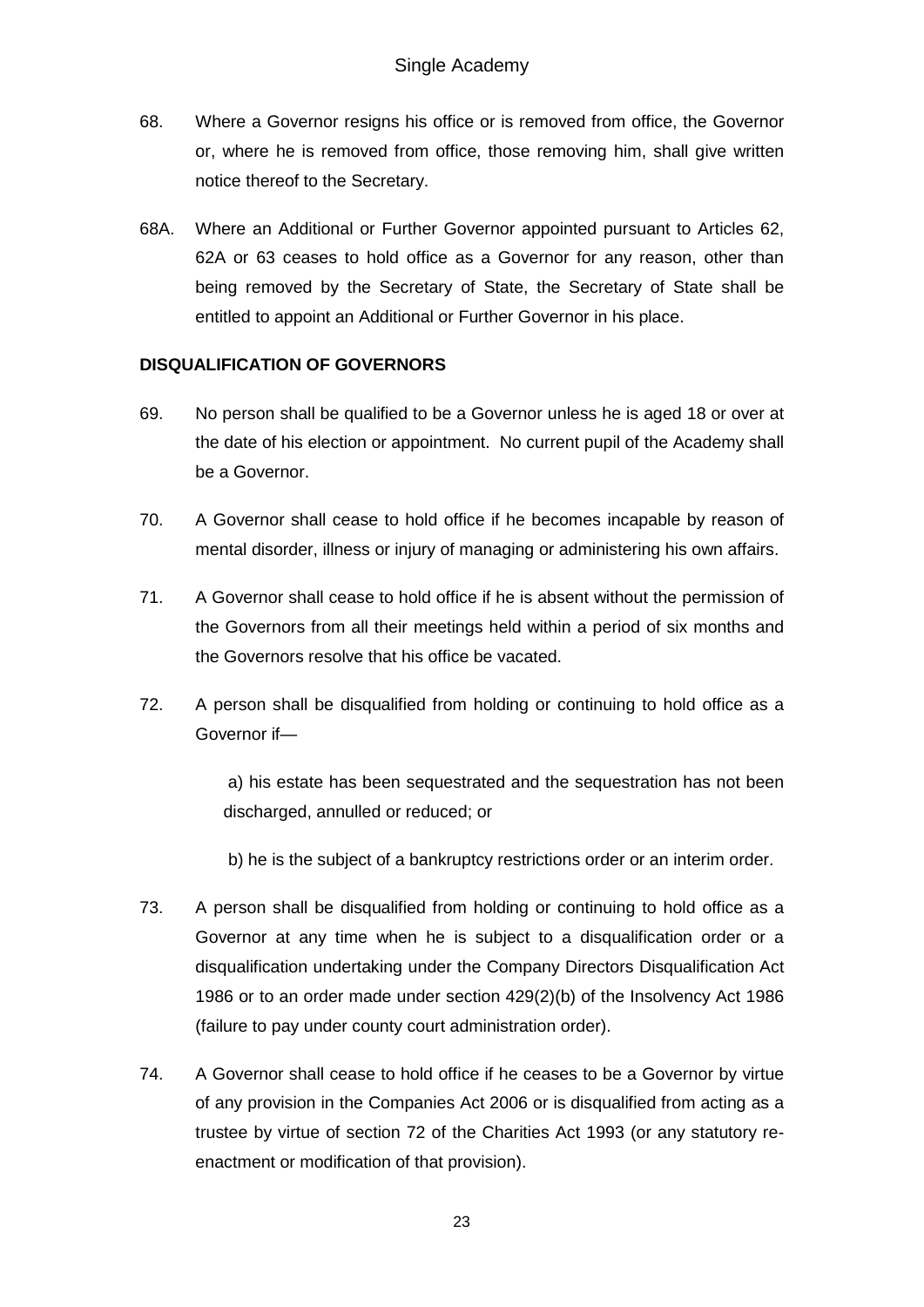68. Where a Governor resigns his office or is removed from office, the Governor or, where he is removed from office, those removing him, shall give written notice thereof to the Secretary.

68A. Where an Additional or Further Governor appointed pursuant to Articles 62, 62A or 63 ceases to hold office as a Governor for any reason, other than being removed by the Secretary of State, the Secretary of State shall be entitled to appoint an Additional or Further Governor in his place.

**DISQUALIFICATION OF GOVERNORS**

69. No person shall be qualified to be a Governor unless he is aged 18 or over at the date of his election or appointment. No current pupil of the Academy shall be a Governor.

70. A Governor shall cease to hold office if he becomes incapable by reason of mental disorder, illness or injury of managing or administering his own affairs.

71. A Governor shall cease to hold office if he is absent without the permission of the Governors from all their meetings held within a period of six months and the Governors resolve that his office be vacated.

72. A person shall be disqualified from holding or continuing to hold office as a Governor if—

a) his estate has been sequestrated and the sequestration has not been discharged, annulled or reduced; or

b) he is the subject of a bankruptcy restrictions order or an interim order.

73. A person shall be disqualified from holding or continuing to hold office as a Governor at any time when he is subject to a disqualification order or a disqualification undertaking under the Company Directors Disqualification Act 1986 or to an order made under section 429(2)(b) of the Insolvency Act 1986 (failure to pay under county court administration order).

74. A Governor shall cease to hold office if he ceases to be a Governor by virtue of any provision in the Companies Act 2006 or is disqualified from acting as a trustee by virtue of section 72 of the Charities Act 1993 (or any statutory re-enactment or modification of that provision).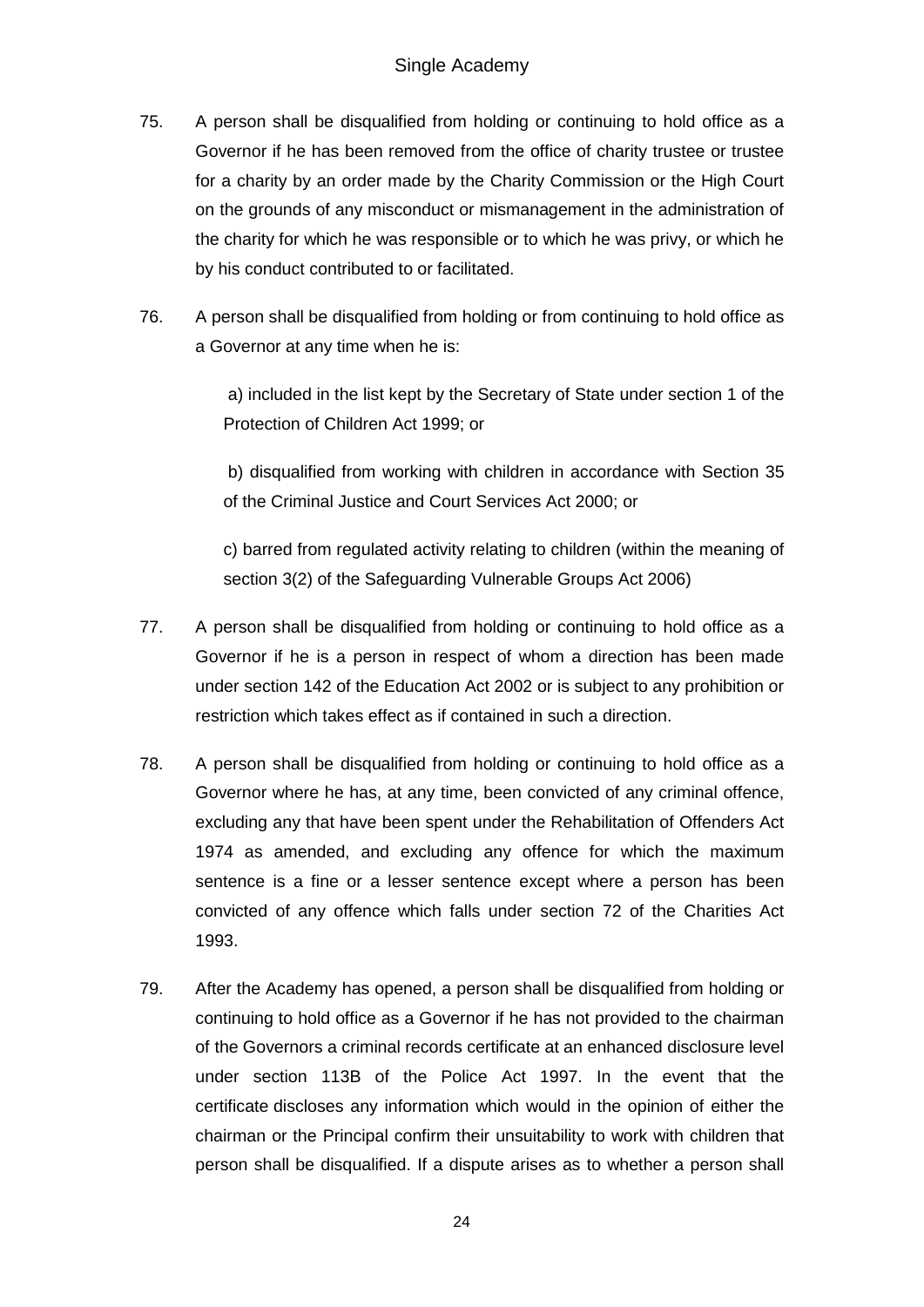75. A person shall be disqualified from holding or continuing to hold office as a Governor if he has been removed from the office of charity trustee or trustee for a charity by an order made by the Charity Commission or the High Court on the grounds of any misconduct or mismanagement in the administration of the charity for which he was responsible or to which he was privy, or which he by his conduct contributed to or facilitated.

76. A person shall be disqualified from holding or from continuing to hold office as a Governor at any time when he is:

    a) included in the list kept by the Secretary of State under section 1 of the Protection of Children Act 1999; or

    b) disqualified from working with children in accordance with Section 35 of the Criminal Justice and Court Services Act 2000; or

    c) barred from regulated activity relating to children (within the meaning of section 3(2) of the Safeguarding Vulnerable Groups Act 2006)

77. A person shall be disqualified from holding or continuing to hold office as a Governor if he is a person in respect of whom a direction has been made under section 142 of the Education Act 2002 or is subject to any prohibition or restriction which takes effect as if contained in such a direction.

78. A person shall be disqualified from holding or continuing to hold office as a Governor where he has, at any time, been convicted of any criminal offence, excluding any that have been spent under the Rehabilitation of Offenders Act 1974 as amended, and excluding any offence for which the maximum sentence is a fine or a lesser sentence except where a person has been convicted of any offence which falls under section 72 of the Charities Act 1993.

79. After the Academy has opened, a person shall be disqualified from holding or continuing to hold office as a Governor if he has not provided to the chairman of the Governors a criminal records certificate at an enhanced disclosure level under section 113B of the Police Act 1997. In the event that the certificate discloses any information which would in the opinion of either the chairman or the Principal confirm their unsuitability to work with children that person shall be disqualified. If a dispute arises as to whether a person shall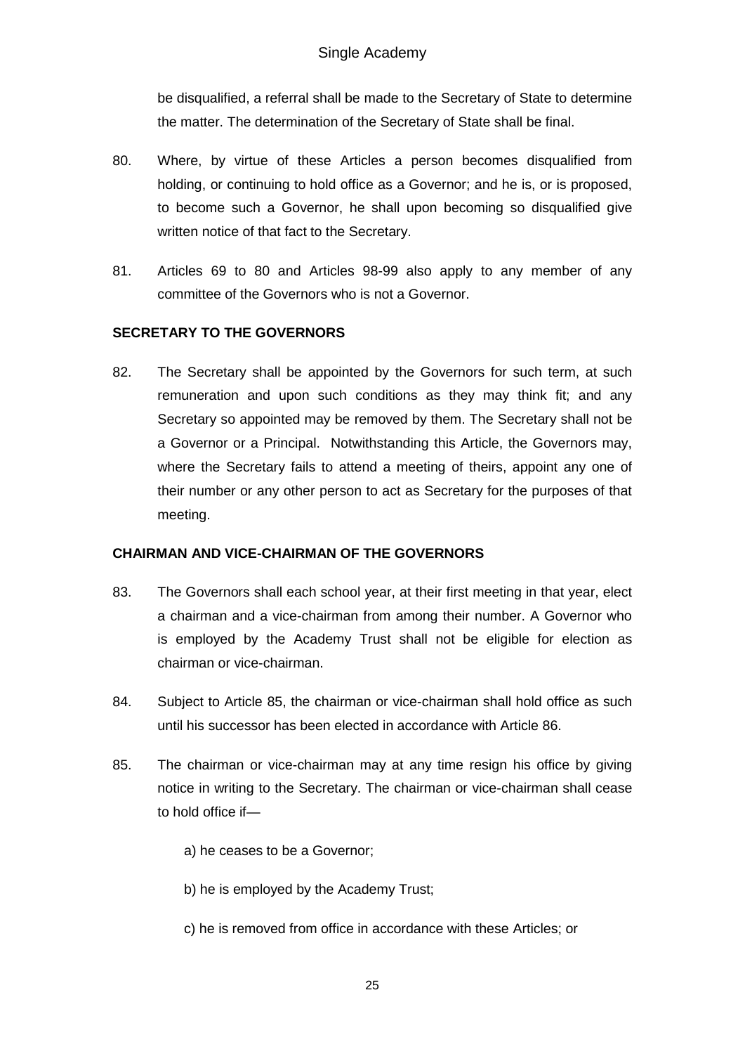be disqualified, a referral shall be made to the Secretary of State to determine the matter. The determination of the Secretary of State shall be final.

80. Where, by virtue of these Articles a person becomes disqualified from holding, or continuing to hold office as a Governor; and he is, or is proposed, to become such a Governor, he shall upon becoming so disqualified give written notice of that fact to the Secretary.

81. Articles 69 to 80 and Articles 98-99 also apply to any member of any committee of the Governors who is not a Governor.

**SECRETARY TO THE GOVERNORS**

82. The Secretary shall be appointed by the Governors for such term, at such remuneration and upon such conditions as they may think fit; and any Secretary so appointed may be removed by them. The Secretary shall not be a Governor or a Principal. Notwithstanding this Article, the Governors may, where the Secretary fails to attend a meeting of theirs, appoint any one of their number or any other person to act as Secretary for the purposes of that meeting.

**CHAIRMAN AND VICE-CHAIRMAN OF THE GOVERNORS**

83. The Governors shall each school year, at their first meeting in that year, elect a chairman and a vice-chairman from among their number. A Governor who is employed by the Academy Trust shall not be eligible for election as chairman or vice-chairman.

84. Subject to Article 85, the chairman or vice-chairman shall hold office as such until his successor has been elected in accordance with Article 86.

85. The chairman or vice-chairman may at any time resign his office by giving notice in writing to the Secretary. The chairman or vice-chairman shall cease to hold office if—

    a) he ceases to be a Governor;

    b) he is employed by the Academy Trust;

    c) he is removed from office in accordance with these Articles; or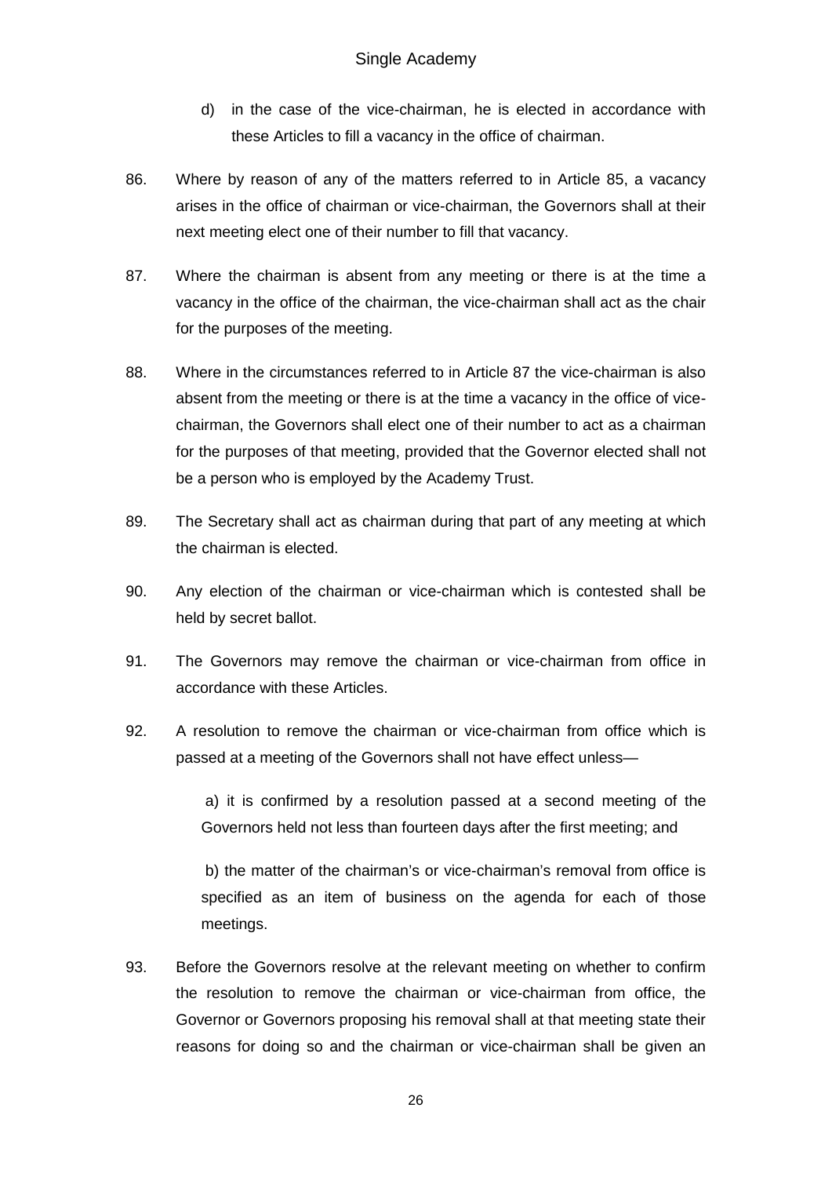d) in the case of the vice-chairman, he is elected in accordance with these Articles to fill a vacancy in the office of chairman.

86. Where by reason of any of the matters referred to in Article 85, a vacancy arises in the office of chairman or vice-chairman, the Governors shall at their next meeting elect one of their number to fill that vacancy.

87. Where the chairman is absent from any meeting or there is at the time a vacancy in the office of the chairman, the vice-chairman shall act as the chair for the purposes of the meeting.

88. Where in the circumstances referred to in Article 87 the vice-chairman is also absent from the meeting or there is at the time a vacancy in the office of vice-chairman, the Governors shall elect one of their number to act as a chairman for the purposes of that meeting, provided that the Governor elected shall not be a person who is employed by the Academy Trust.

89. The Secretary shall act as chairman during that part of any meeting at which the chairman is elected.

90. Any election of the chairman or vice-chairman which is contested shall be held by secret ballot.

91. The Governors may remove the chairman or vice-chairman from office in accordance with these Articles.

92. A resolution to remove the chairman or vice-chairman from office which is passed at a meeting of the Governors shall not have effect unless—

a) it is confirmed by a resolution passed at a second meeting of the Governors held not less than fourteen days after the first meeting; and

b) the matter of the chairman's or vice-chairman's removal from office is specified as an item of business on the agenda for each of those meetings.

93. Before the Governors resolve at the relevant meeting on whether to confirm the resolution to remove the chairman or vice-chairman from office, the Governor or Governors proposing his removal shall at that meeting state their reasons for doing so and the chairman or vice-chairman shall be given an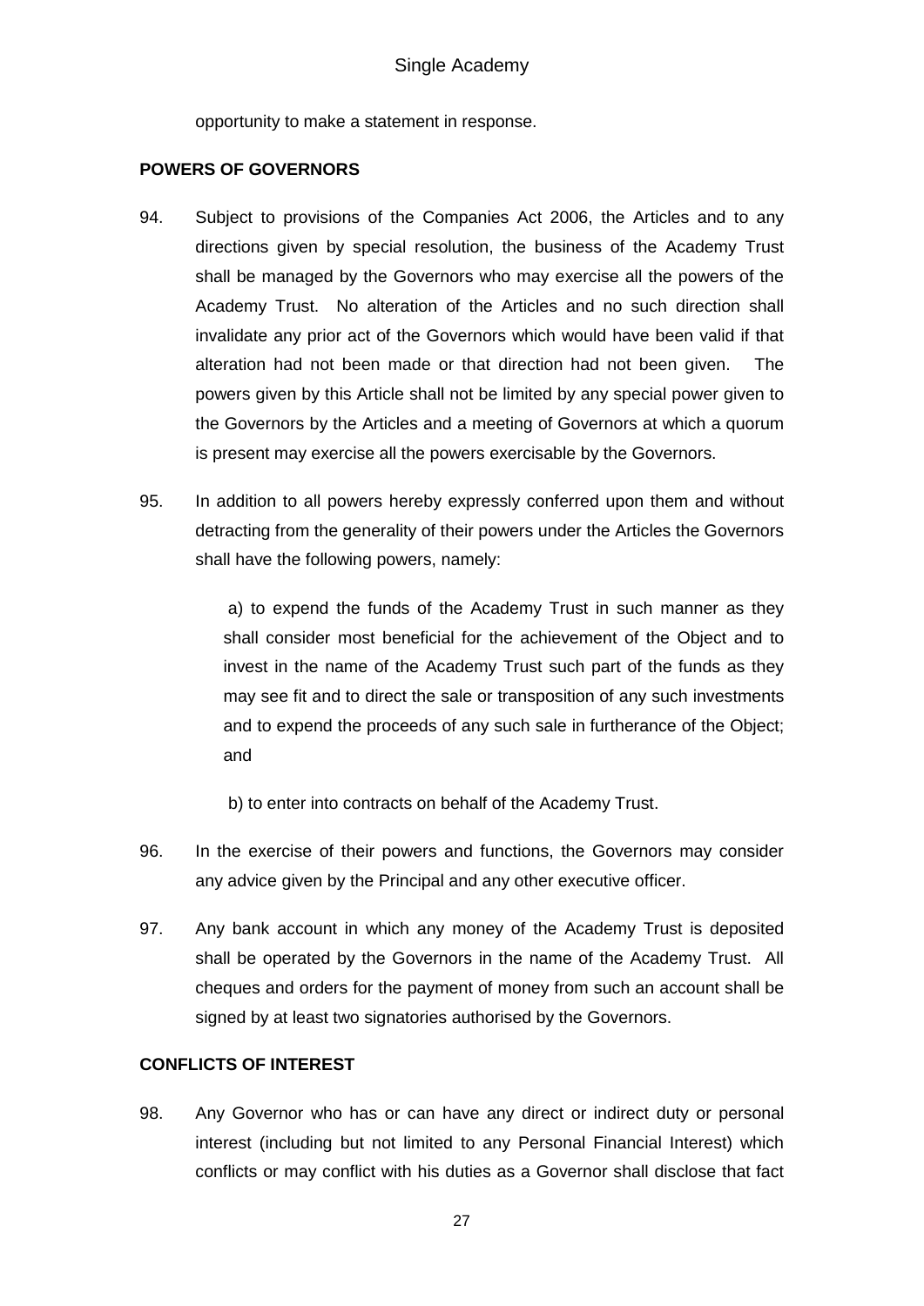opportunity to make a statement in response.

**POWERS OF GOVERNORS**

94. Subject to provisions of the Companies Act 2006, the Articles and to any directions given by special resolution, the business of the Academy Trust shall be managed by the Governors who may exercise all the powers of the Academy Trust. No alteration of the Articles and no such direction shall invalidate any prior act of the Governors which would have been valid if that alteration had not been made or that direction had not been given. The powers given by this Article shall not be limited by any special power given to the Governors by the Articles and a meeting of Governors at which a quorum is present may exercise all the powers exercisable by the Governors.

95. In addition to all powers hereby expressly conferred upon them and without detracting from the generality of their powers under the Articles the Governors shall have the following powers, namely:

    a) to expend the funds of the Academy Trust in such manner as they shall consider most beneficial for the achievement of the Object and to invest in the name of the Academy Trust such part of the funds as they may see fit and to direct the sale or transposition of any such investments and to expend the proceeds of any such sale in furtherance of the Object; and

    b) to enter into contracts on behalf of the Academy Trust.

96. In the exercise of their powers and functions, the Governors may consider any advice given by the Principal and any other executive officer.

97. Any bank account in which any money of the Academy Trust is deposited shall be operated by the Governors in the name of the Academy Trust. All cheques and orders for the payment of money from such an account shall be signed by at least two signatories authorised by the Governors.

**CONFLICTS OF INTEREST**

98. Any Governor who has or can have any direct or indirect duty or personal interest (including but not limited to any Personal Financial Interest) which conflicts or may conflict with his duties as a Governor shall disclose that fact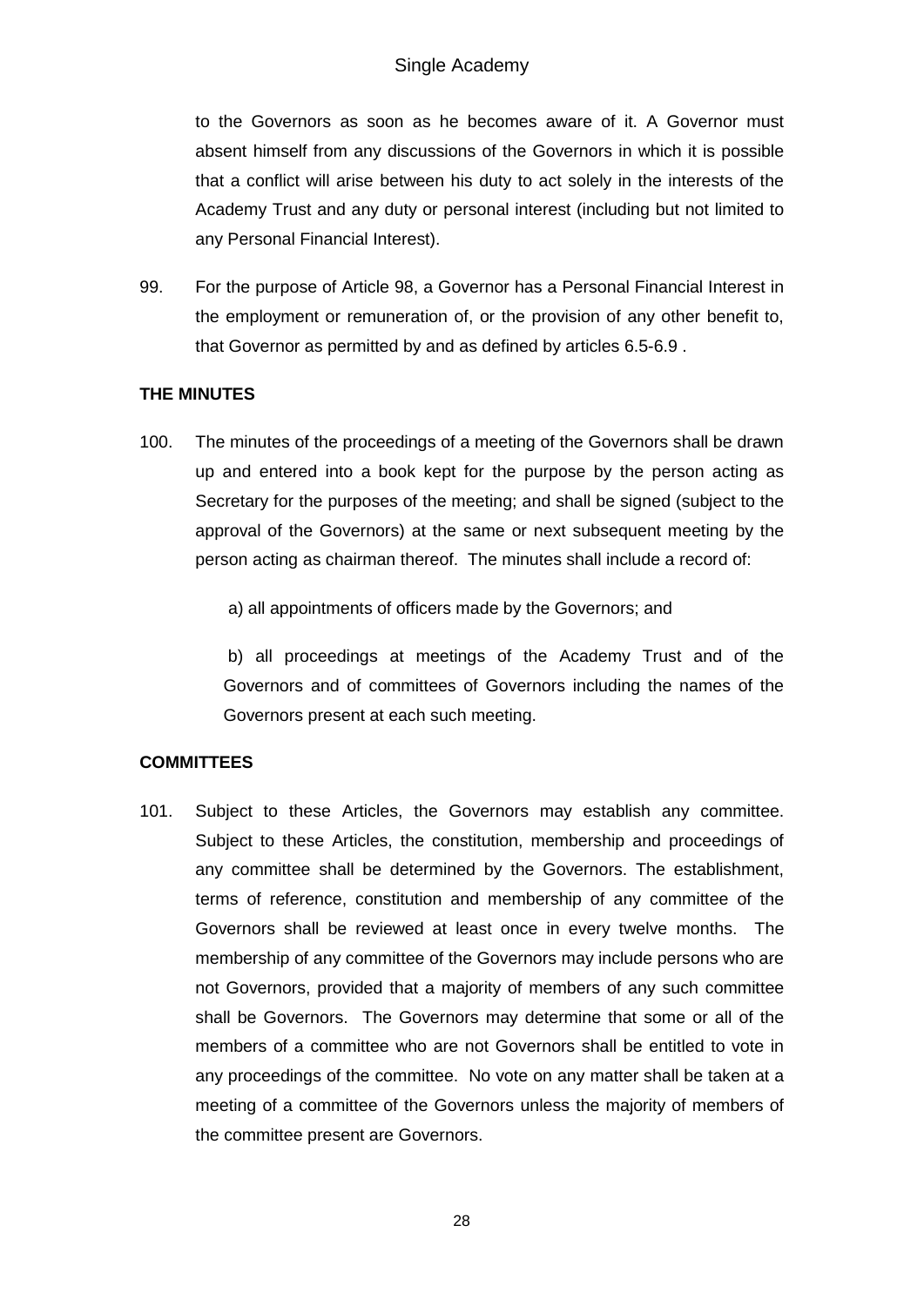to the Governors as soon as he becomes aware of it. A Governor must absent himself from any discussions of the Governors in which it is possible that a conflict will arise between his duty to act solely in the interests of the Academy Trust and any duty or personal interest (including but not limited to any Personal Financial Interest).

99. For the purpose of Article 98, a Governor has a Personal Financial Interest in the employment or remuneration of, or the provision of any other benefit to, that Governor as permitted by and as defined by articles 6.5-6.9 .

**THE MINUTES**

100. The minutes of the proceedings of a meeting of the Governors shall be drawn up and entered into a book kept for the purpose by the person acting as Secretary for the purposes of the meeting; and shall be signed (subject to the approval of the Governors) at the same or next subsequent meeting by the person acting as chairman thereof. The minutes shall include a record of:

a) all appointments of officers made by the Governors; and

b) all proceedings at meetings of the Academy Trust and of the Governors and of committees of Governors including the names of the Governors present at each such meeting.

**COMMITTEES**

101. Subject to these Articles, the Governors may establish any committee. Subject to these Articles, the constitution, membership and proceedings of any committee shall be determined by the Governors. The establishment, terms of reference, constitution and membership of any committee of the Governors shall be reviewed at least once in every twelve months. The membership of any committee of the Governors may include persons who are not Governors, provided that a majority of members of any such committee shall be Governors. The Governors may determine that some or all of the members of a committee who are not Governors shall be entitled to vote in any proceedings of the committee. No vote on any matter shall be taken at a meeting of a committee of the Governors unless the majority of members of the committee present are Governors.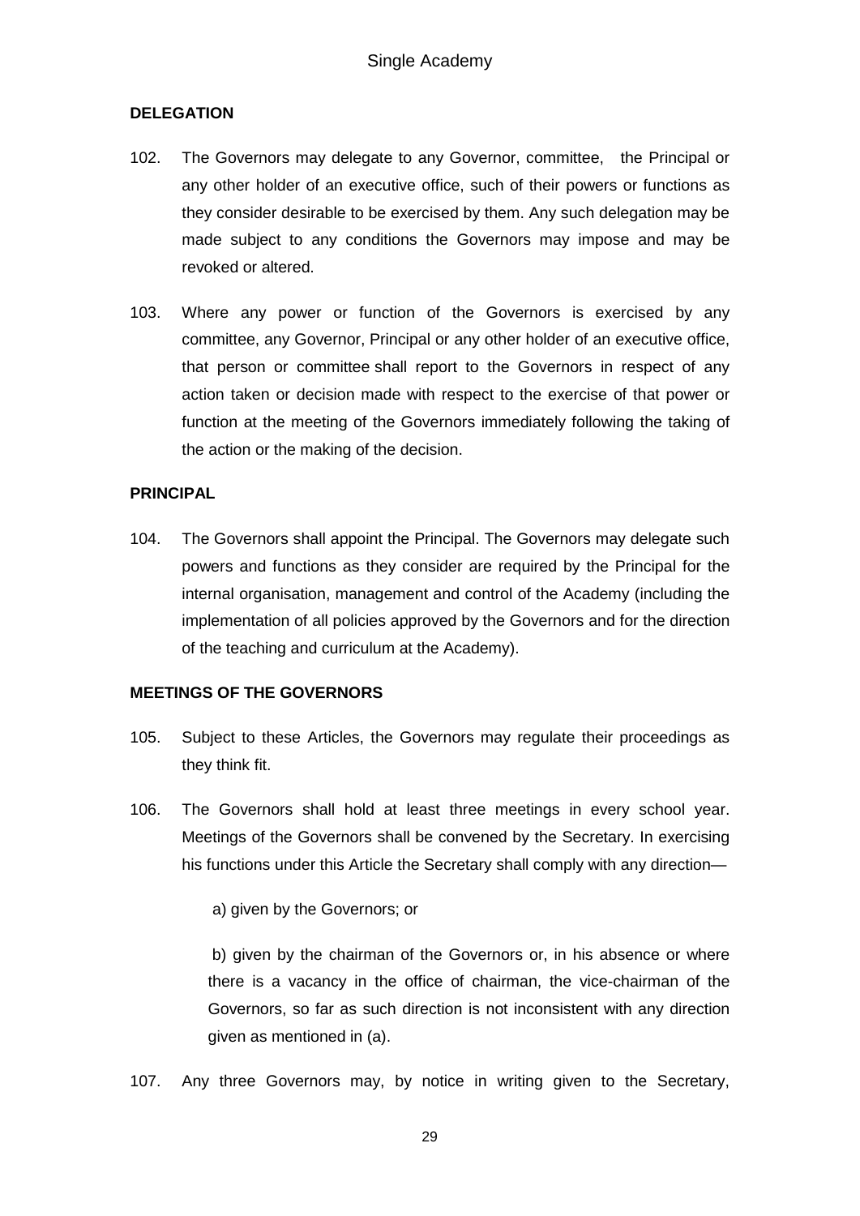## DELEGATION

102. The Governors may delegate to any Governor, committee, the Principal or any other holder of an executive office, such of their powers or functions as they consider desirable to be exercised by them. Any such delegation may be made subject to any conditions the Governors may impose and may be revoked or altered.

103. Where any power or function of the Governors is exercised by any committee, any Governor, Principal or any other holder of an executive office, that person or committee shall report to the Governors in respect of any action taken or decision made with respect to the exercise of that power or function at the meeting of the Governors immediately following the taking of the action or the making of the decision.

## PRINCIPAL

104. The Governors shall appoint the Principal. The Governors may delegate such powers and functions as they consider are required by the Principal for the internal organisation, management and control of the Academy (including the implementation of all policies approved by the Governors and for the direction of the teaching and curriculum at the Academy).

## MEETINGS OF THE GOVERNORS

105. Subject to these Articles, the Governors may regulate their proceedings as they think fit.

106. The Governors shall hold at least three meetings in every school year. Meetings of the Governors shall be convened by the Secretary. In exercising his functions under this Article the Secretary shall comply with any direction—

    a) given by the Governors; or

    b) given by the chairman of the Governors or, in his absence or where there is a vacancy in the office of chairman, the vice-chairman of the Governors, so far as such direction is not inconsistent with any direction given as mentioned in (a).

107. Any three Governors may, by notice in writing given to the Secretary,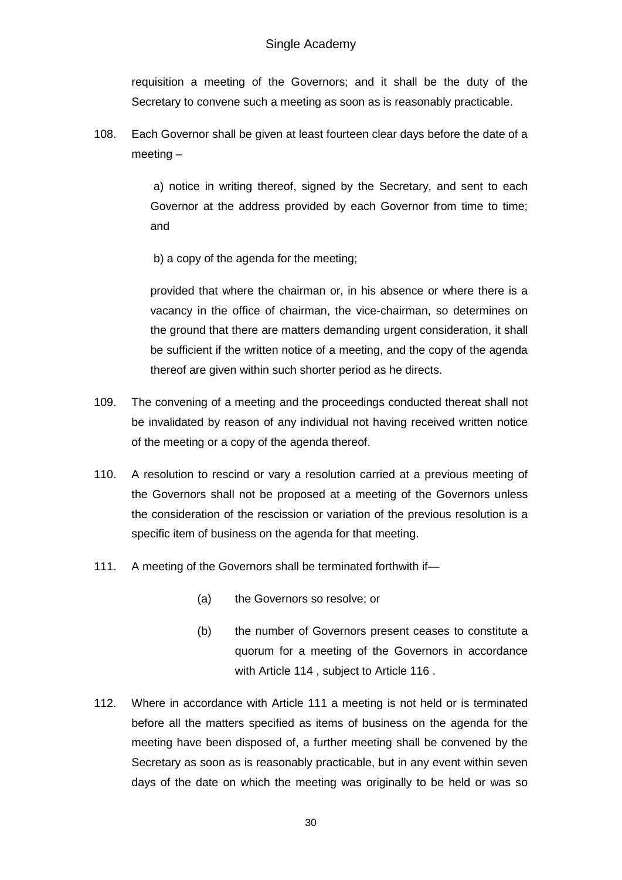requisition a meeting of the Governors; and it shall be the duty of the Secretary to convene such a meeting as soon as is reasonably practicable.

108. Each Governor shall be given at least fourteen clear days before the date of a meeting –

 a) notice in writing thereof, signed by the Secretary, and sent to each Governor at the address provided by each Governor from time to time; and

 b) a copy of the agenda for the meeting;

 provided that where the chairman or, in his absence or where there is a vacancy in the office of chairman, the vice-chairman, so determines on the ground that there are matters demanding urgent consideration, it shall be sufficient if the written notice of a meeting, and the copy of the agenda thereof are given within such shorter period as he directs.

109. The convening of a meeting and the proceedings conducted thereat shall not be invalidated by reason of any individual not having received written notice of the meeting or a copy of the agenda thereof.

110. A resolution to rescind or vary a resolution carried at a previous meeting of the Governors shall not be proposed at a meeting of the Governors unless the consideration of the rescission or variation of the previous resolution is a specific item of business on the agenda for that meeting.

111. A meeting of the Governors shall be terminated forthwith if—

 (a) the Governors so resolve; or

 (b) the number of Governors present ceases to constitute a quorum for a meeting of the Governors in accordance with Article 114 , subject to Article 116 .

112. Where in accordance with Article 111 a meeting is not held or is terminated before all the matters specified as items of business on the agenda for the meeting have been disposed of, a further meeting shall be convened by the Secretary as soon as is reasonably practicable, but in any event within seven days of the date on which the meeting was originally to be held or was so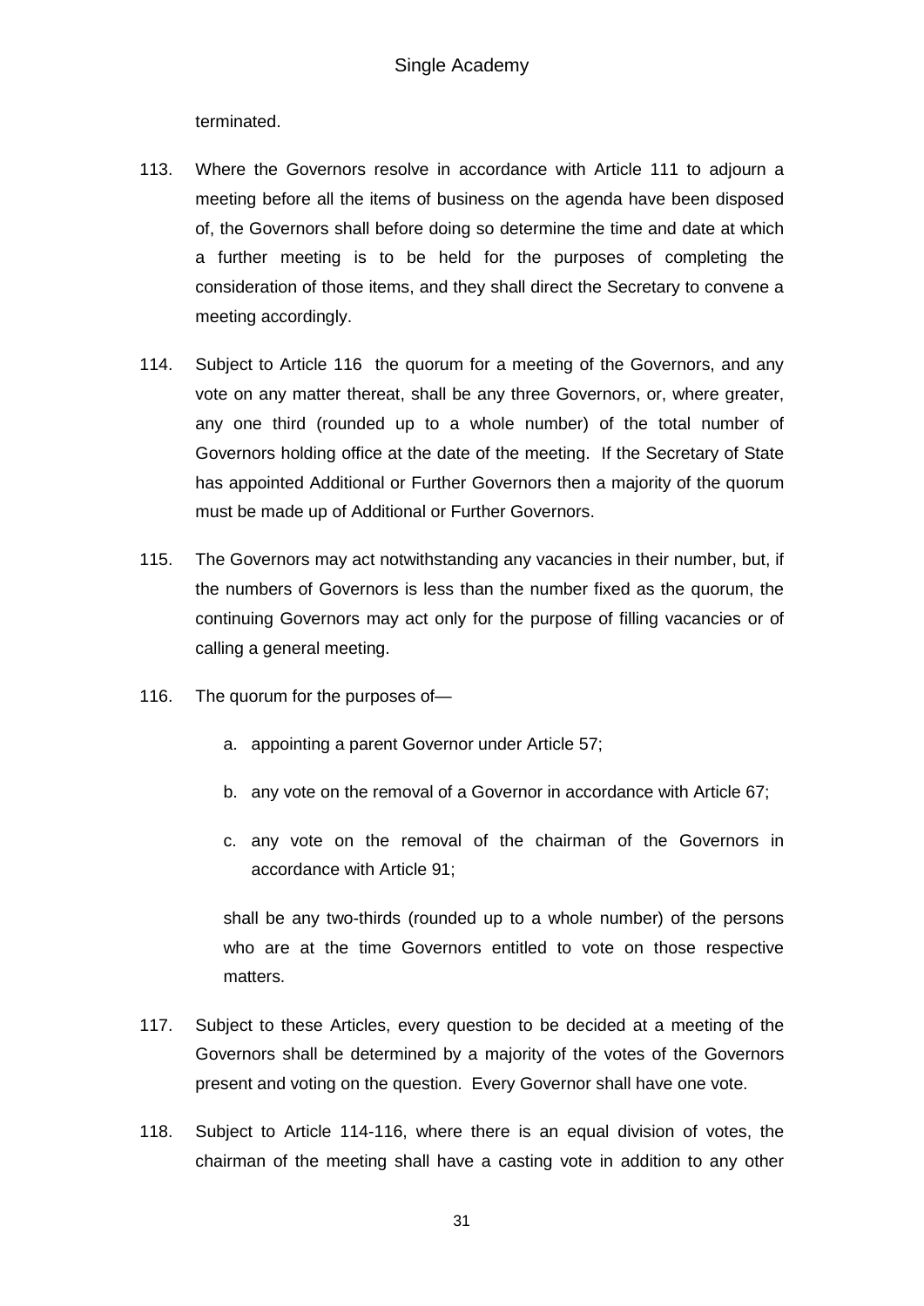terminated.

113. Where the Governors resolve in accordance with Article 111 to adjourn a meeting before all the items of business on the agenda have been disposed of, the Governors shall before doing so determine the time and date at which a further meeting is to be held for the purposes of completing the consideration of those items, and they shall direct the Secretary to convene a meeting accordingly.

114. Subject to Article 116 the quorum for a meeting of the Governors, and any vote on any matter thereat, shall be any three Governors, or, where greater, any one third (rounded up to a whole number) of the total number of Governors holding office at the date of the meeting. If the Secretary of State has appointed Additional or Further Governors then a majority of the quorum must be made up of Additional or Further Governors.

115. The Governors may act notwithstanding any vacancies in their number, but, if the numbers of Governors is less than the number fixed as the quorum, the continuing Governors may act only for the purpose of filling vacancies or of calling a general meeting.

116. The quorum for the purposes of—

    a. appointing a parent Governor under Article 57;

    b. any vote on the removal of a Governor in accordance with Article 67;

    c. any vote on the removal of the chairman of the Governors in accordance with Article 91;

    shall be any two-thirds (rounded up to a whole number) of the persons who are at the time Governors entitled to vote on those respective matters.

117. Subject to these Articles, every question to be decided at a meeting of the Governors shall be determined by a majority of the votes of the Governors present and voting on the question. Every Governor shall have one vote.

118. Subject to Article 114-116, where there is an equal division of votes, the chairman of the meeting shall have a casting vote in addition to any other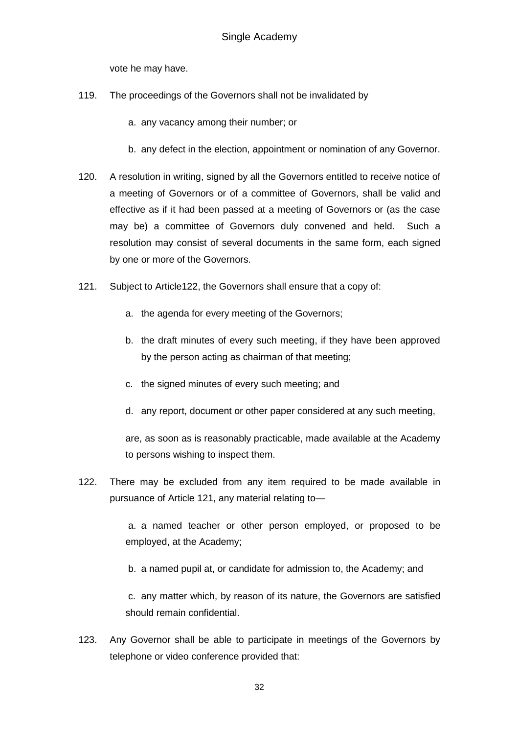vote he may have.

119. The proceedings of the Governors shall not be invalidated by

   a. any vacancy among their number; or

   b. any defect in the election, appointment or nomination of any Governor.

120. A resolution in writing, signed by all the Governors entitled to receive notice of a meeting of Governors or of a committee of Governors, shall be valid and effective as if it had been passed at a meeting of Governors or (as the case may be) a committee of Governors duly convened and held. Such a resolution may consist of several documents in the same form, each signed by one or more of the Governors.

121. Subject to Article122, the Governors shall ensure that a copy of:

   a. the agenda for every meeting of the Governors;

   b. the draft minutes of every such meeting, if they have been approved by the person acting as chairman of that meeting;

   c. the signed minutes of every such meeting; and

   d. any report, document or other paper considered at any such meeting,

   are, as soon as is reasonably practicable, made available at the Academy to persons wishing to inspect them.

122. There may be excluded from any item required to be made available in pursuance of Article 121, any material relating to—

   a. a named teacher or other person employed, or proposed to be employed, at the Academy;

   b. a named pupil at, or candidate for admission to, the Academy; and

   c. any matter which, by reason of its nature, the Governors are satisfied should remain confidential.

123. Any Governor shall be able to participate in meetings of the Governors by telephone or video conference provided that: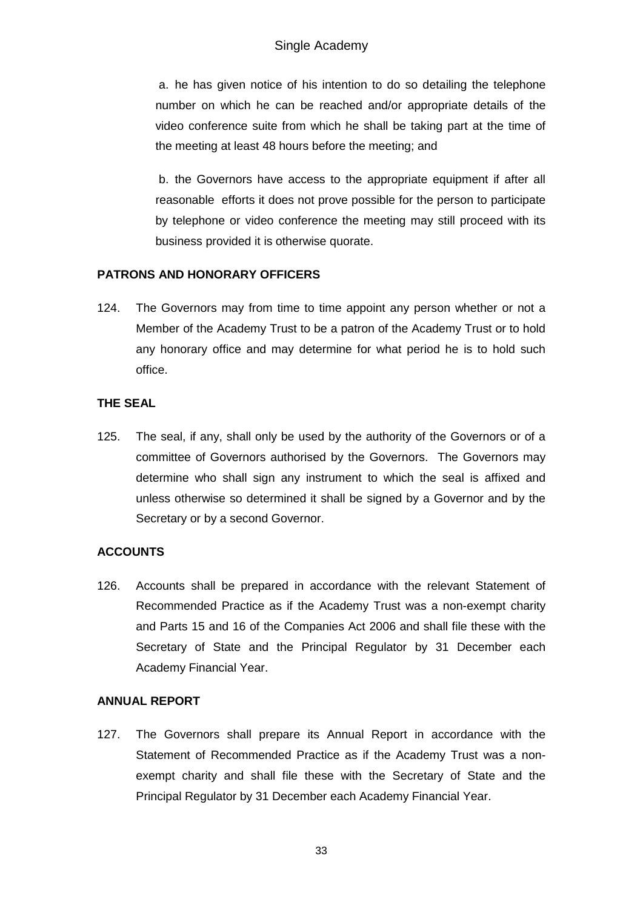a. he has given notice of his intention to do so detailing the telephone number on which he can be reached and/or appropriate details of the video conference suite from which he shall be taking part at the time of the meeting at least 48 hours before the meeting; and

b. the Governors have access to the appropriate equipment if after all reasonable efforts it does not prove possible for the person to participate by telephone or video conference the meeting may still proceed with its business provided it is otherwise quorate.

**PATRONS AND HONORARY OFFICERS**

124. The Governors may from time to time appoint any person whether or not a Member of the Academy Trust to be a patron of the Academy Trust or to hold any honorary office and may determine for what period he is to hold such office.

**THE SEAL**

125. The seal, if any, shall only be used by the authority of the Governors or of a committee of Governors authorised by the Governors. The Governors may determine who shall sign any instrument to which the seal is affixed and unless otherwise so determined it shall be signed by a Governor and by the Secretary or by a second Governor.

**ACCOUNTS**

126. Accounts shall be prepared in accordance with the relevant Statement of Recommended Practice as if the Academy Trust was a non-exempt charity and Parts 15 and 16 of the Companies Act 2006 and shall file these with the Secretary of State and the Principal Regulator by 31 December each Academy Financial Year.

**ANNUAL REPORT**

127. The Governors shall prepare its Annual Report in accordance with the Statement of Recommended Practice as if the Academy Trust was a non-exempt charity and shall file these with the Secretary of State and the Principal Regulator by 31 December each Academy Financial Year.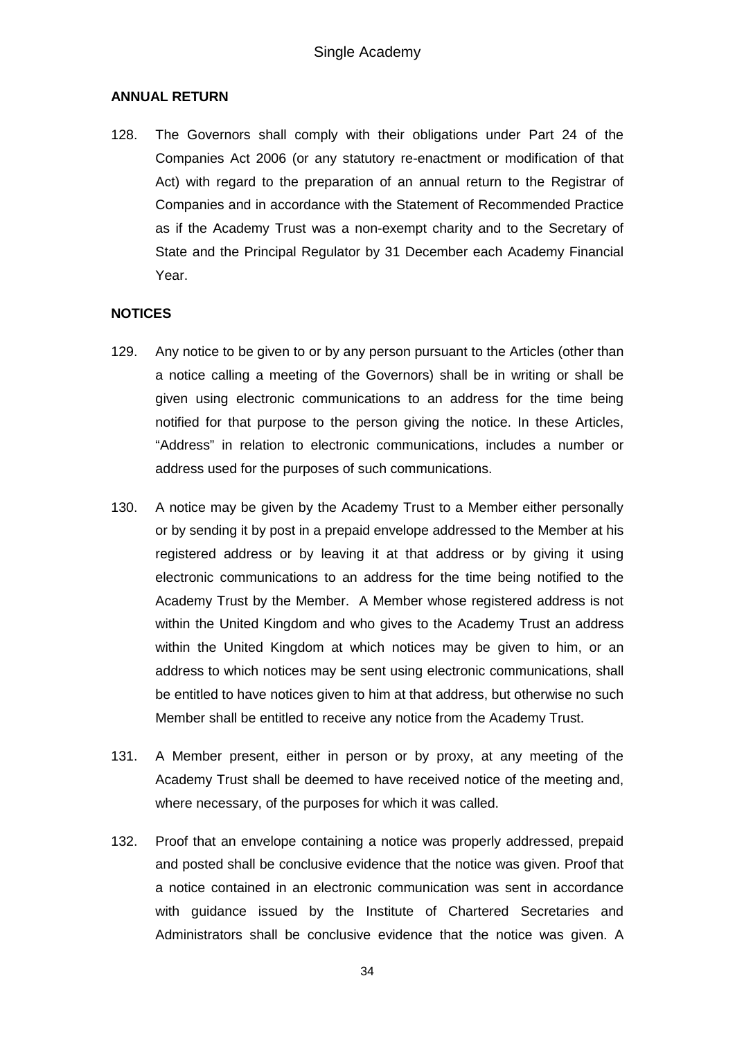## ANNUAL RETURN

128. The Governors shall comply with their obligations under Part 24 of the Companies Act 2006 (or any statutory re-enactment or modification of that Act) with regard to the preparation of an annual return to the Registrar of Companies and in accordance with the Statement of Recommended Practice as if the Academy Trust was a non-exempt charity and to the Secretary of State and the Principal Regulator by 31 December each Academy Financial Year.

## NOTICES

129. Any notice to be given to or by any person pursuant to the Articles (other than a notice calling a meeting of the Governors) shall be in writing or shall be given using electronic communications to an address for the time being notified for that purpose to the person giving the notice. In these Articles, "Address" in relation to electronic communications, includes a number or address used for the purposes of such communications.

130. A notice may be given by the Academy Trust to a Member either personally or by sending it by post in a prepaid envelope addressed to the Member at his registered address or by leaving it at that address or by giving it using electronic communications to an address for the time being notified to the Academy Trust by the Member. A Member whose registered address is not within the United Kingdom and who gives to the Academy Trust an address within the United Kingdom at which notices may be given to him, or an address to which notices may be sent using electronic communications, shall be entitled to have notices given to him at that address, but otherwise no such Member shall be entitled to receive any notice from the Academy Trust.

131. A Member present, either in person or by proxy, at any meeting of the Academy Trust shall be deemed to have received notice of the meeting and, where necessary, of the purposes for which it was called.

132. Proof that an envelope containing a notice was properly addressed, prepaid and posted shall be conclusive evidence that the notice was given. Proof that a notice contained in an electronic communication was sent in accordance with guidance issued by the Institute of Chartered Secretaries and Administrators shall be conclusive evidence that the notice was given. A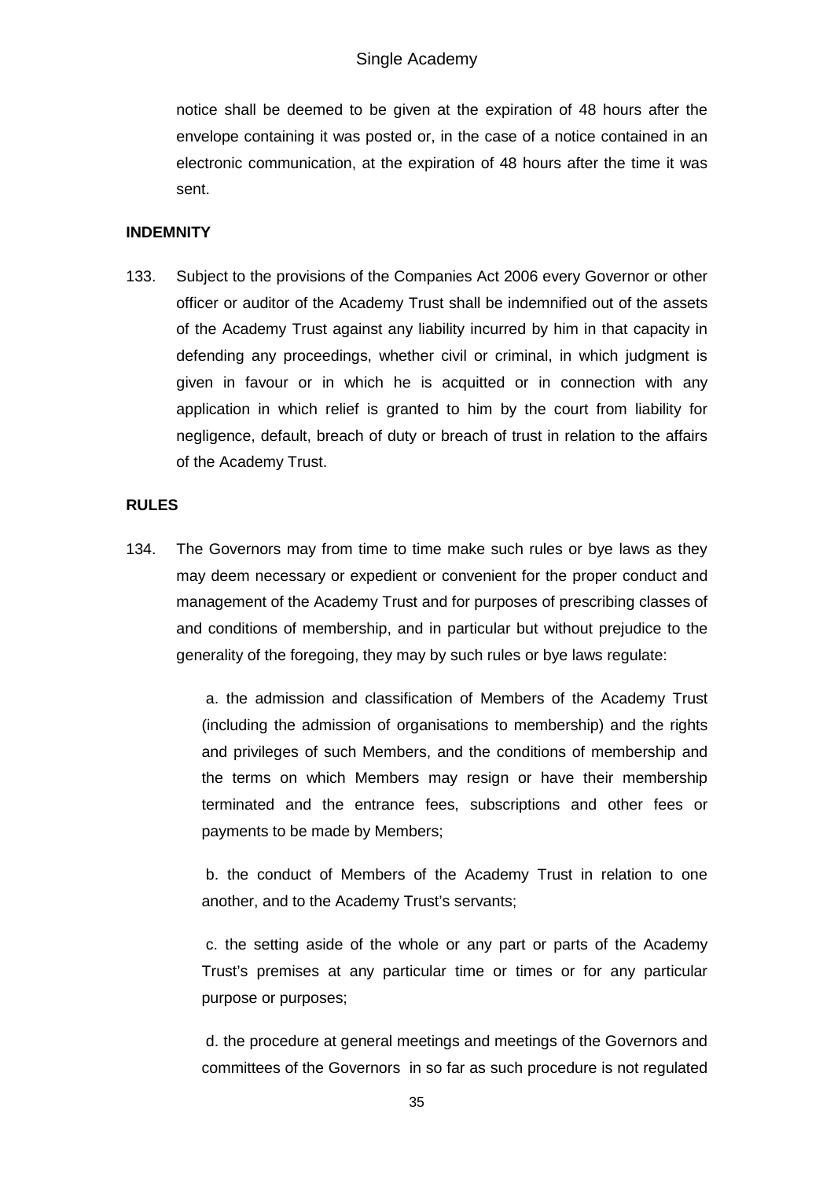notice shall be deemed to be given at the expiration of 48 hours after the envelope containing it was posted or, in the case of a notice contained in an electronic communication, at the expiration of 48 hours after the time it was sent.

**INDEMNITY**

133. Subject to the provisions of the Companies Act 2006 every Governor or other officer or auditor of the Academy Trust shall be indemnified out of the assets of the Academy Trust against any liability incurred by him in that capacity in defending any proceedings, whether civil or criminal, in which judgment is given in favour or in which he is acquitted or in connection with any application in which relief is granted to him by the court from liability for negligence, default, breach of duty or breach of trust in relation to the affairs of the Academy Trust.

**RULES**

134. The Governors may from time to time make such rules or bye laws as they may deem necessary or expedient or convenient for the proper conduct and management of the Academy Trust and for purposes of prescribing classes of and conditions of membership, and in particular but without prejudice to the generality of the foregoing, they may by such rules or bye laws regulate:

    a. the admission and classification of Members of the Academy Trust (including the admission of organisations to membership) and the rights and privileges of such Members, and the conditions of membership and the terms on which Members may resign or have their membership terminated and the entrance fees, subscriptions and other fees or payments to be made by Members;

    b. the conduct of Members of the Academy Trust in relation to one another, and to the Academy Trust's servants;

    c. the setting aside of the whole or any part or parts of the Academy Trust's premises at any particular time or times or for any particular purpose or purposes;

    d. the procedure at general meetings and meetings of the Governors and committees of the Governors in so far as such procedure is not regulated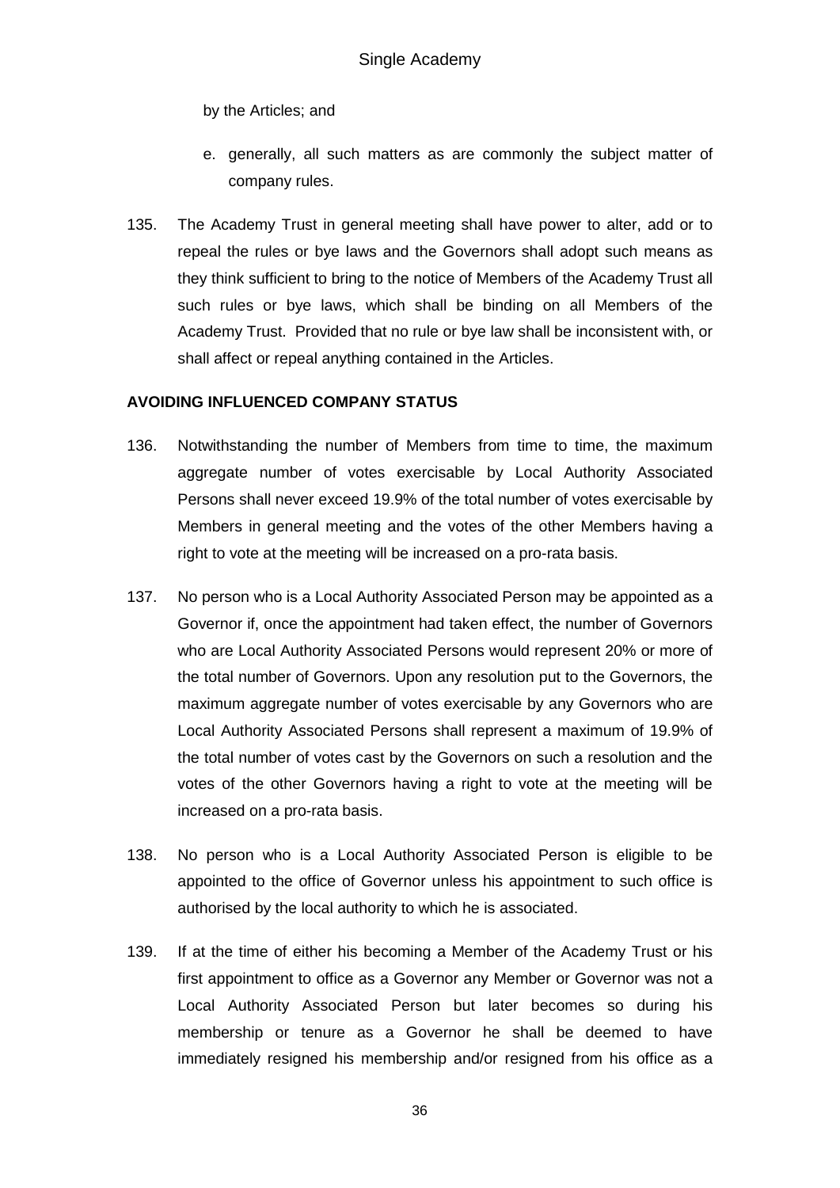by the Articles; and

e. generally, all such matters as are commonly the subject matter of company rules.

135. The Academy Trust in general meeting shall have power to alter, add or to repeal the rules or bye laws and the Governors shall adopt such means as they think sufficient to bring to the notice of Members of the Academy Trust all such rules or bye laws, which shall be binding on all Members of the Academy Trust. Provided that no rule or bye law shall be inconsistent with, or shall affect or repeal anything contained in the Articles.

**AVOIDING INFLUENCED COMPANY STATUS**

136. Notwithstanding the number of Members from time to time, the maximum aggregate number of votes exercisable by Local Authority Associated Persons shall never exceed 19.9% of the total number of votes exercisable by Members in general meeting and the votes of the other Members having a right to vote at the meeting will be increased on a pro-rata basis.

137. No person who is a Local Authority Associated Person may be appointed as a Governor if, once the appointment had taken effect, the number of Governors who are Local Authority Associated Persons would represent 20% or more of the total number of Governors. Upon any resolution put to the Governors, the maximum aggregate number of votes exercisable by any Governors who are Local Authority Associated Persons shall represent a maximum of 19.9% of the total number of votes cast by the Governors on such a resolution and the votes of the other Governors having a right to vote at the meeting will be increased on a pro-rata basis.

138. No person who is a Local Authority Associated Person is eligible to be appointed to the office of Governor unless his appointment to such office is authorised by the local authority to which he is associated.

139. If at the time of either his becoming a Member of the Academy Trust or his first appointment to office as a Governor any Member or Governor was not a Local Authority Associated Person but later becomes so during his membership or tenure as a Governor he shall be deemed to have immediately resigned his membership and/or resigned from his office as a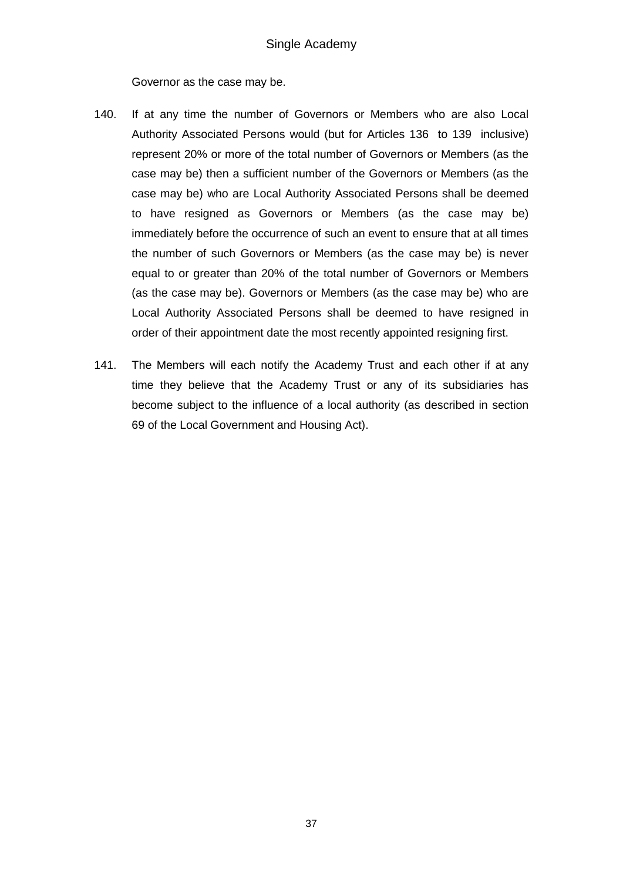Governor as the case may be.

140. If at any time the number of Governors or Members who are also Local Authority Associated Persons would (but for Articles 136 to 139 inclusive) represent 20% or more of the total number of Governors or Members (as the case may be) then a sufficient number of the Governors or Members (as the case may be) who are Local Authority Associated Persons shall be deemed to have resigned as Governors or Members (as the case may be) immediately before the occurrence of such an event to ensure that at all times the number of such Governors or Members (as the case may be) is never equal to or greater than 20% of the total number of Governors or Members (as the case may be). Governors or Members (as the case may be) who are Local Authority Associated Persons shall be deemed to have resigned in order of their appointment date the most recently appointed resigning first.

141. The Members will each notify the Academy Trust and each other if at any time they believe that the Academy Trust or any of its subsidiaries has become subject to the influence of a local authority (as described in section 69 of the Local Government and Housing Act).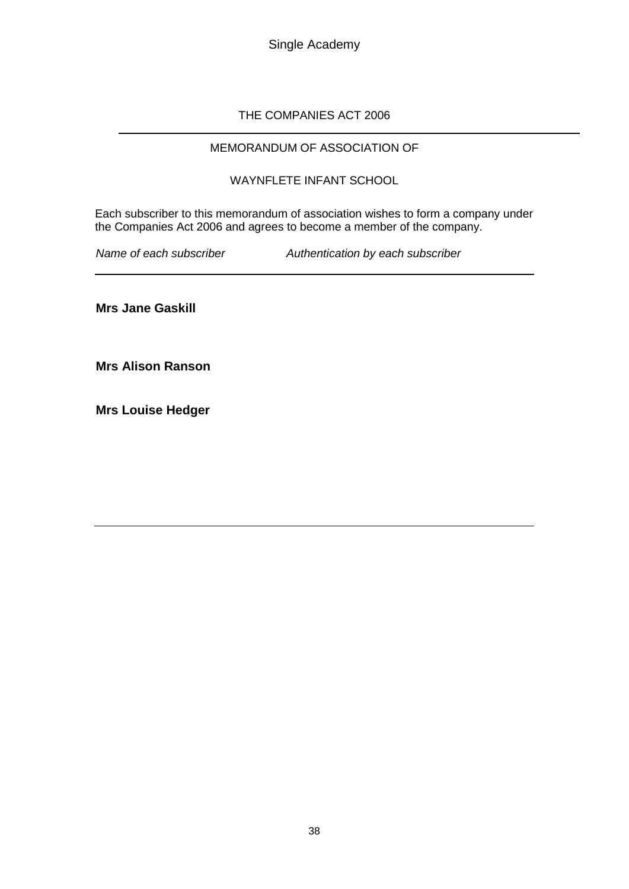Single Academy

THE COMPANIES ACT 2006

MEMORANDUM OF ASSOCIATION OF

WAYNFLETE INFANT SCHOOL

Each subscriber to this memorandum of association wishes to form a company under the Companies Act 2006 and agrees to become a member of the company.

| *Name of each subscriber* | *Authentication by each subscriber* |
| --- | --- |
| **Mrs Jane Gaskill** | |
| **Mrs Alison Ranson** | |
| **Mrs Louise Hedger** | |